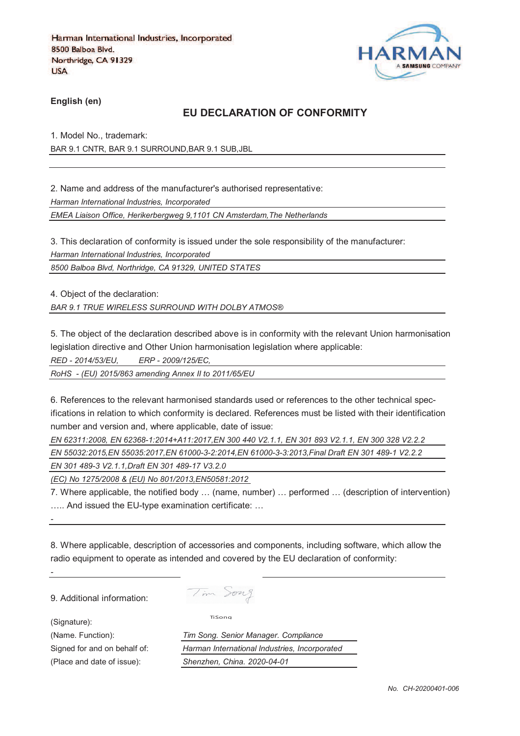Harman International Industries, Incorporated
8500 Balboa Blvd.
Northridge, CA 91329
USA

HARMAN
A SAMSUNG COMPANY

**English (en)**

## EU DECLARATION OF CONFORMITY

1. Model No., trademark:

BAR 9.1 CNTR, BAR 9.1 SURROUND,BAR 9.1 SUB,JBL

2. Name and address of the manufacturer's authorised representative:

*Harman International Industries, Incorporated*

*EMEA Liaison Office, Herikerbergweg 9,1101 CN Amsterdam,The Netherlands*

3. This declaration of conformity is issued under the sole responsibility of the manufacturer:

*Harman International Industries, Incorporated*

*8500 Balboa Blvd, Northridge, CA 91329, UNITED STATES*

4. Object of the declaration:

*BAR 9.1 TRUE WIRELESS SURROUND WITH DOLBY ATMOS®*

5. The object of the declaration described above is in conformity with the relevant Union harmonisation legislation directive and Other Union harmonisation legislation where applicable:

*RED - 2014/53/EU, ERP - 2009/125/EC,*

*RoHS - (EU) 2015/863 amending Annex II to 2011/65/EU*

6. References to the relevant harmonised standards used or references to the other technical specifications in relation to which conformity is declared. References must be listed with their identification number and version and, where applicable, date of issue:

*EN 62311:2008, EN 62368-1:2014+A11:2017,EN 300 440 V2.1.1, EN 301 893 V2.1.1, EN 300 328 V2.2.2*

*EN 55032:2015,EN 55035:2017,EN 61000-3-2:2014,EN 61000-3-3:2013,Final Draft EN 301 489-1 V2.2.2*

*EN 301 489-3 V2.1.1,Draft EN 301 489-17 V3.2.0*

*(EC) No 1275/2008 & (EU) No 801/2013,EN50581:2012*

7. Where applicable, the notified body … (name, number) … performed … (description of intervention) ….. And issued the EU-type examination certificate: …

-

8. Where applicable, description of accessories and components, including software, which allow the radio equipment to operate as intended and covered by the EU declaration of conformity:

-

9. Additional information:

(Signature): Tim Song
TiSong

(Name. Function): *Tim Song. Senior Manager. Compliance*

Signed for and on behalf of: *Harman International Industries, Incorporated*

(Place and date of issue): *Shenzhen, China. 2020-04-01*

*No. CH-20200401-006*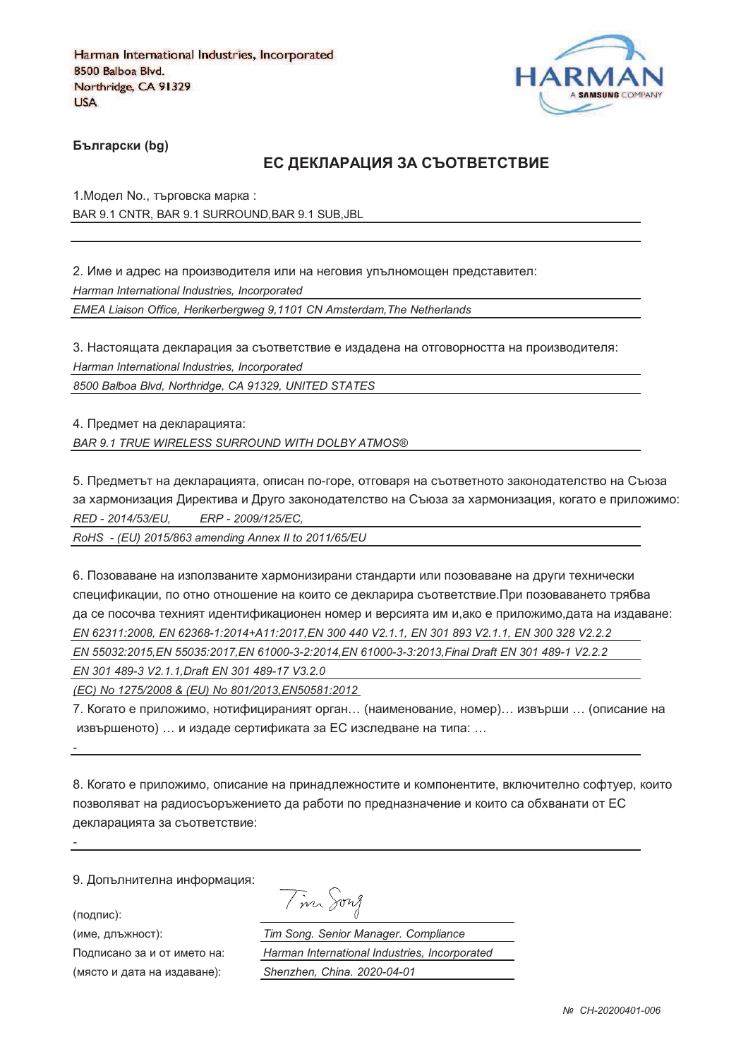Harman International Industries, Incorporated
8500 Balboa Blvd.
Northridge, CA 91329
USA

**Български (bg)**

## ЕС ДЕКЛАРАЦИЯ ЗА СЪОТВЕТСТВИЕ

1.Модел No., търговска марка :

BAR 9.1 CNTR, BAR 9.1 SURROUND,BAR 9.1 SUB,JBL

2. Име и адрес на производителя или на неговия упълномощен представител:

*Harman International Industries, Incorporated*

*EMEA Liaison Office, Herikerbergweg 9,1101 CN Amsterdam,The Netherlands*

3. Настоящата декларация за съответствие е издадена на отговорността на производителя:

*Harman International Industries, Incorporated*

*8500 Balboa Blvd, Northridge, CA 91329, UNITED STATES*

4. Предмет на декларацията:

*BAR 9.1 TRUE WIRELESS SURROUND WITH DOLBY ATMOS®*

5. Предметът на декларацията, описан по-горе, отговаря на съответното законодателство на Съюза за хармонизация Директива и Друго законодателство на Съюза за хармонизация, когато е приложимо:

*RED - 2014/53/EU, ERP - 2009/125/EC,*

*RoHS - (EU) 2015/863 amending Annex II to 2011/65/EU*

6. Позоваване на използваните хармонизирани стандарти или позоваване на други технически спецификации, по отно отношение на които се декларира съответствие.При позоваването трябва да се посочва техният идентификационен номер и версията им и,ако е приложимо,дата на издаване:

*EN 62311:2008, EN 62368-1:2014+A11:2017,EN 300 440 V2.1.1, EN 301 893 V2.1.1, EN 300 328 V2.2.2*

*EN 55032:2015,EN 55035:2017,EN 61000-3-2:2014,EN 61000-3-3:2013,Final Draft EN 301 489-1 V2.2.2*

*EN 301 489-3 V2.1.1,Draft EN 301 489-17 V3.2.0*

*(EC) No 1275/2008 & (EU) No 801/2013,EN50581:2012*

7. Когато е приложимо, нотифицираният орган… (наименование, номер)… извърши … (описание на извършеното) … и издаде сертификата за ЕС изследване на типа: …

-

8. Когато е приложимо, описание на принадлежностите и компонентите, включително софтуер, които позволяват на радиосъоръжението да работи по предназначение и които са обхванати от ЕС декларацията за съответствие:

-

9. Допълнителна информация:

(подпис):

(име, длъжност): *Tim Song. Senior Manager. Compliance*

Подписано за и от името на: *Harman International Industries, Incorporated*

(място и дата на издаване): *Shenzhen, China. 2020-04-01*

*№ CH-20200401-006*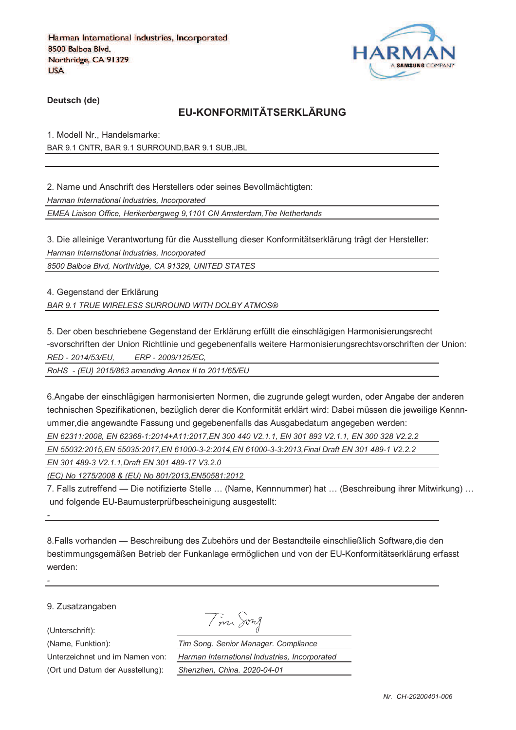Harman International Industries, Incorporated
8500 Balboa Blvd.
Northridge, CA 91329
USA

HARMAN
A SAMSUNG COMPANY

**Deutsch (de)**

## EU-KONFORMITÄTSERKLÄRUNG

1. Modell Nr., Handelsmarke:

BAR 9.1 CNTR, BAR 9.1 SURROUND,BAR 9.1 SUB,JBL

2. Name und Anschrift des Herstellers oder seines Bevollmächtigten:

*Harman International Industries, Incorporated*

*EMEA Liaison Office, Herikerbergweg 9,1101 CN Amsterdam,The Netherlands*

3. Die alleinige Verantwortung für die Ausstellung dieser Konformitätserklärung trägt der Hersteller:

*Harman International Industries, Incorporated*

*8500 Balboa Blvd, Northridge, CA 91329, UNITED STATES*

4. Gegenstand der Erklärung

*BAR 9.1 TRUE WIRELESS SURROUND WITH DOLBY ATMOS®*

5. Der oben beschriebene Gegenstand der Erklärung erfüllt die einschlägigen Harmonisierungsrecht -svorschriften der Union Richtlinie und gegebenenfalls weitere Harmonisierungsrechtsvorschriften der Union:

*RED - 2014/53/EU, ERP - 2009/125/EC,*

*RoHS - (EU) 2015/863 amending Annex II to 2011/65/EU*

6.Angabe der einschlägigen harmonisierten Normen, die zugrunde gelegt wurden, oder Angabe der anderen technischen Spezifikationen, bezüglich derer die Konformität erklärt wird: Dabei müssen die jeweilige Kennnummer,die angewandte Fassung und gegebenenfalls das Ausgabedatum angegeben werden:

*EN 62311:2008, EN 62368-1:2014+A11:2017,EN 300 440 V2.1.1, EN 301 893 V2.1.1, EN 300 328 V2.2.2*

*EN 55032:2015,EN 55035:2017,EN 61000-3-2:2014,EN 61000-3-3:2013,Final Draft EN 301 489-1 V2.2.2*

*EN 301 489-3 V2.1.1,Draft EN 301 489-17 V3.2.0*

*(EC) No 1275/2008 & (EU) No 801/2013,EN50581:2012*

7. Falls zutreffend — Die notifizierte Stelle … (Name, Kennnummer) hat … (Beschreibung ihrer Mitwirkung) … und folgende EU-Baumusterprüfbescheinigung ausgestellt:

-

8.Falls vorhanden — Beschreibung des Zubehörs und der Bestandteile einschließlich Software,die den bestimmungsgemäßen Betrieb der Funkanlage ermöglichen und von der EU-Konformitätserklärung erfasst werden:

-

9. Zusatzangaben

(Unterschrift): Tim Song

(Name, Funktion): *Tim Song. Senior Manager. Compliance*

Unterzeichnet und im Namen von: *Harman International Industries, Incorporated*

(Ort und Datum der Ausstellung): *Shenzhen, China. 2020-04-01*

*Nr. CH-20200401-006*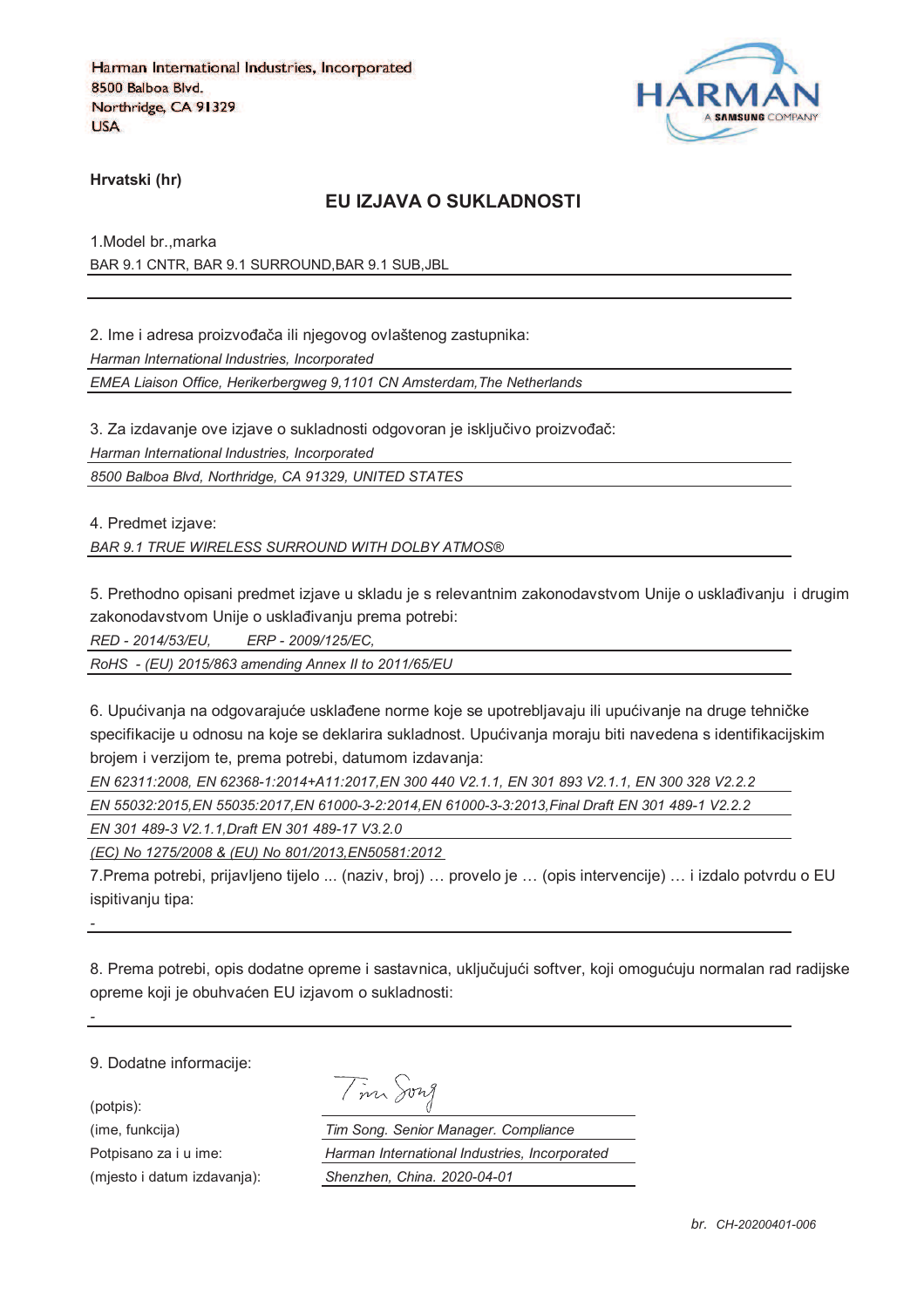Harman International Industries, Incorporated
8500 Balboa Blvd.
Northridge, CA 91329
USA

HARMAN
A SAMSUNG COMPANY

**Hrvatski (hr)**

## EU IZJAVA O SUKLADNOSTI

1.Model br.,marka

BAR 9.1 CNTR, BAR 9.1 SURROUND,BAR 9.1 SUB,JBL

2. Ime i adresa proizvođača ili njegovog ovlaštenog zastupnika:

*Harman International Industries, Incorporated*

*EMEA Liaison Office, Herikerbergweg 9,1101 CN Amsterdam,The Netherlands*

3. Za izdavanje ove izjave o sukladnosti odgovoran je isključivo proizvođač:

*Harman International Industries, Incorporated*

*8500 Balboa Blvd, Northridge, CA 91329, UNITED STATES*

4. Predmet izjave:

*BAR 9.1 TRUE WIRELESS SURROUND WITH DOLBY ATMOS®*

5. Prethodno opisani predmet izjave u skladu je s relevantnim zakonodavstvom Unije o usklađivanju i drugim zakonodavstvom Unije o usklađivanju prema potrebi:

*RED - 2014/53/EU, ERP - 2009/125/EC,*

*RoHS - (EU) 2015/863 amending Annex II to 2011/65/EU*

6. Upućivanja na odgovarajuće usklađene norme koje se upotrebljavaju ili upućivanje na druge tehničke specifikacije u odnosu na koje se deklarira sukladnost. Upućivanja moraju biti navedena s identifikacijskim brojem i verzijom te, prema potrebi, datumom izdavanja:

*EN 62311:2008, EN 62368-1:2014+A11:2017,EN 300 440 V2.1.1, EN 301 893 V2.1.1, EN 300 328 V2.2.2*

*EN 55032:2015,EN 55035:2017,EN 61000-3-2:2014,EN 61000-3-3:2013,Final Draft EN 301 489-1 V2.2.2*

*EN 301 489-3 V2.1.1,Draft EN 301 489-17 V3.2.0*

*(EC) No 1275/2008 & (EU) No 801/2013,EN50581:2012*

7.Prema potrebi, prijavljeno tijelo ... (naziv, broj) … provelo je … (opis intervencije) … i izdalo potvrdu o EU ispitivanju tipa:

-

8. Prema potrebi, opis dodatne opreme i sastavnica, uključujući softver, koji omogućuju normalan rad radijske opreme koji je obuhvaćen EU izjavom o sukladnosti:

-

9. Dodatne informacije:

(potpis): Tim Song

(ime, funkcija) *Tim Song. Senior Manager. Compliance*

Potpisano za i u ime: *Harman International Industries, Incorporated*

(mjesto i datum izdavanja): *Shenzhen, China. 2020-04-01*

*br. CH-20200401-006*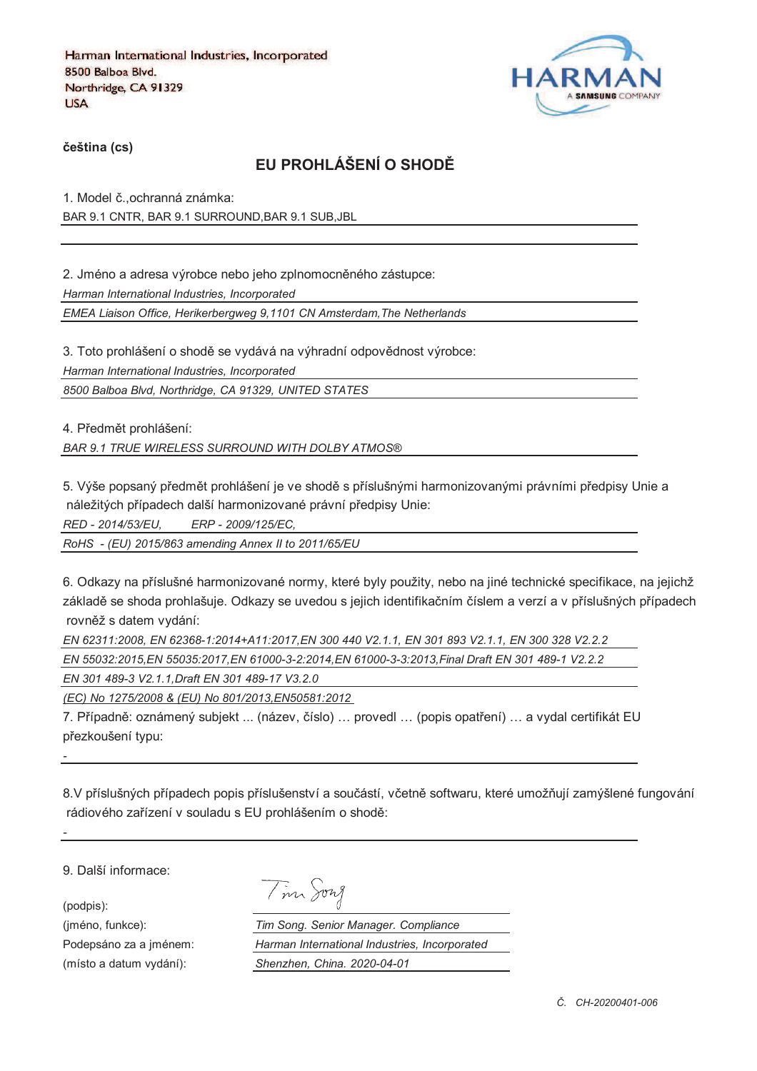Harman International Industries, Incorporated
8500 Balboa Blvd.
Northridge, CA 91329
USA

**čeština (cs)**

## EU PROHLÁŠENÍ O SHODĚ

1. Model č.,ochranná známka:

BAR 9.1 CNTR, BAR 9.1 SURROUND,BAR 9.1 SUB,JBL

2. Jméno a adresa výrobce nebo jeho zplnomocněného zástupce:

*Harman International Industries, Incorporated*

*EMEA Liaison Office, Herikerbergweg 9,1101 CN Amsterdam,The Netherlands*

3. Toto prohlášení o shodě se vydává na výhradní odpovědnost výrobce:

*Harman International Industries, Incorporated*

*8500 Balboa Blvd, Northridge, CA 91329, UNITED STATES*

4. Předmět prohlášení:

*BAR 9.1 TRUE WIRELESS SURROUND WITH DOLBY ATMOS®*

5. Výše popsaný předmět prohlášení je ve shodě s příslušnými harmonizovanými právními předpisy Unie a náležitých případech další harmonizované právní předpisy Unie:

*RED - 2014/53/EU,        ERP - 2009/125/EC,*

*RoHS - (EU) 2015/863 amending Annex II to 2011/65/EU*

6. Odkazy na příslušné harmonizované normy, které byly použity, nebo na jiné technické specifikace, na jejichž základě se shoda prohlašuje. Odkazy se uvedou s jejich identifikačním číslem a verzí a v příslušných případech rovněž s datem vydání:

*EN 62311:2008, EN 62368-1:2014+A11:2017,EN 300 440 V2.1.1, EN 301 893 V2.1.1, EN 300 328 V2.2.2*

*EN 55032:2015,EN 55035:2017,EN 61000-3-2:2014,EN 61000-3-3:2013,Final Draft EN 301 489-1 V2.2.2*

*EN 301 489-3 V2.1.1,Draft EN 301 489-17 V3.2.0*

*(EC) No 1275/2008 & (EU) No 801/2013,EN50581:2012*

7. Případně: oznámený subjekt ... (název, číslo) … provedl … (popis opatření) … a vydal certifikát EU přezkoušení typu:

-

8.V příslušných případech popis příslušenství a součástí, včetně softwaru, které umožňují zamýšlené fungování rádiového zařízení v souladu s EU prohlášením o shodě:

-

9. Další informace:

(podpis): Tim Song

(jméno, funkce): *Tim Song. Senior Manager. Compliance*

Podepsáno za a jménem: *Harman International Industries, Incorporated*

(místo a datum vydání): *Shenzhen, China. 2020-04-01*

*Č. CH-20200401-006*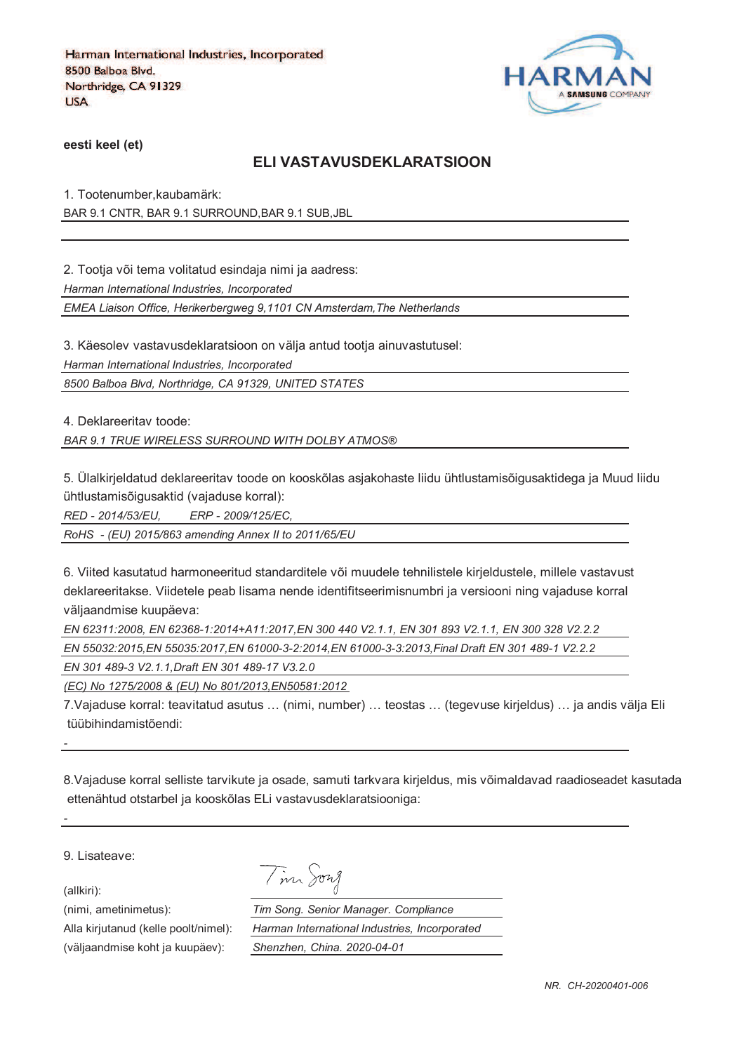Harman International Industries, Incorporated
8500 Balboa Blvd.
Northridge, CA 91329
USA

**eesti keel (et)**

## ELI VASTAVUSDEKLARATSIOON

1. Tootenumber,kaubamärk:

BAR 9.1 CNTR, BAR 9.1 SURROUND,BAR 9.1 SUB,JBL

2. Tootja või tema volitatud esindaja nimi ja aadress:

*Harman International Industries, Incorporated*

*EMEA Liaison Office, Herikerbergweg 9,1101 CN Amsterdam,The Netherlands*

3. Käesolev vastavusdeklaratsioon on välja antud tootja ainuvastutusel:

*Harman International Industries, Incorporated*

*8500 Balboa Blvd, Northridge, CA 91329, UNITED STATES*

4. Deklareeritav toode:

*BAR 9.1 TRUE WIRELESS SURROUND WITH DOLBY ATMOS®*

5. Ülalkirjeldatud deklareeritav toode on kooskõlas asjakohaste liidu ühtlustamisõigusaktidega ja Muud liidu ühtlustamisõigusaktid (vajaduse korral):

*RED - 2014/53/EU,    ERP - 2009/125/EC,*

*RoHS - (EU) 2015/863 amending Annex II to 2011/65/EU*

6. Viited kasutatud harmoneeritud standarditele või muudele tehnilistele kirjeldustele, millele vastavust deklareeritakse. Viidetele peab lisama nende identifitseerimisnumbri ja versiooni ning vajaduse korral väljaandmise kuupäeva:

*EN 62311:2008, EN 62368-1:2014+A11:2017,EN 300 440 V2.1.1, EN 301 893 V2.1.1, EN 300 328 V2.2.2*

*EN 55032:2015,EN 55035:2017,EN 61000-3-2:2014,EN 61000-3-3:2013,Final Draft EN 301 489-1 V2.2.2*

*EN 301 489-3 V2.1.1,Draft EN 301 489-17 V3.2.0*

*(EC) No 1275/2008 & (EU) No 801/2013,EN50581:2012*

7.Vajaduse korral: teavitatud asutus … (nimi, number) … teostas … (tegevuse kirjeldus) … ja andis välja Eli tüübihindamistõendi:

-

8.Vajaduse korral selliste tarvikute ja osade, samuti tarkvara kirjeldus, mis võimaldavad raadioseadet kasutada ettenähtud otstarbel ja kooskõlas ELi vastavusdeklaratsiooniga:

-

9. Lisateave:

| | |
|---|---|
| (allkiri): | *Tim Song* |
| (nimi, ametinimetus): | *Tim Song. Senior Manager. Compliance* |
| Alla kirjutanud (kelle poolt/nimel): | *Harman International Industries, Incorporated* |
| (väljaandmise koht ja kuupäev): | *Shenzhen, China. 2020-04-01* |

*NR. CH-20200401-006*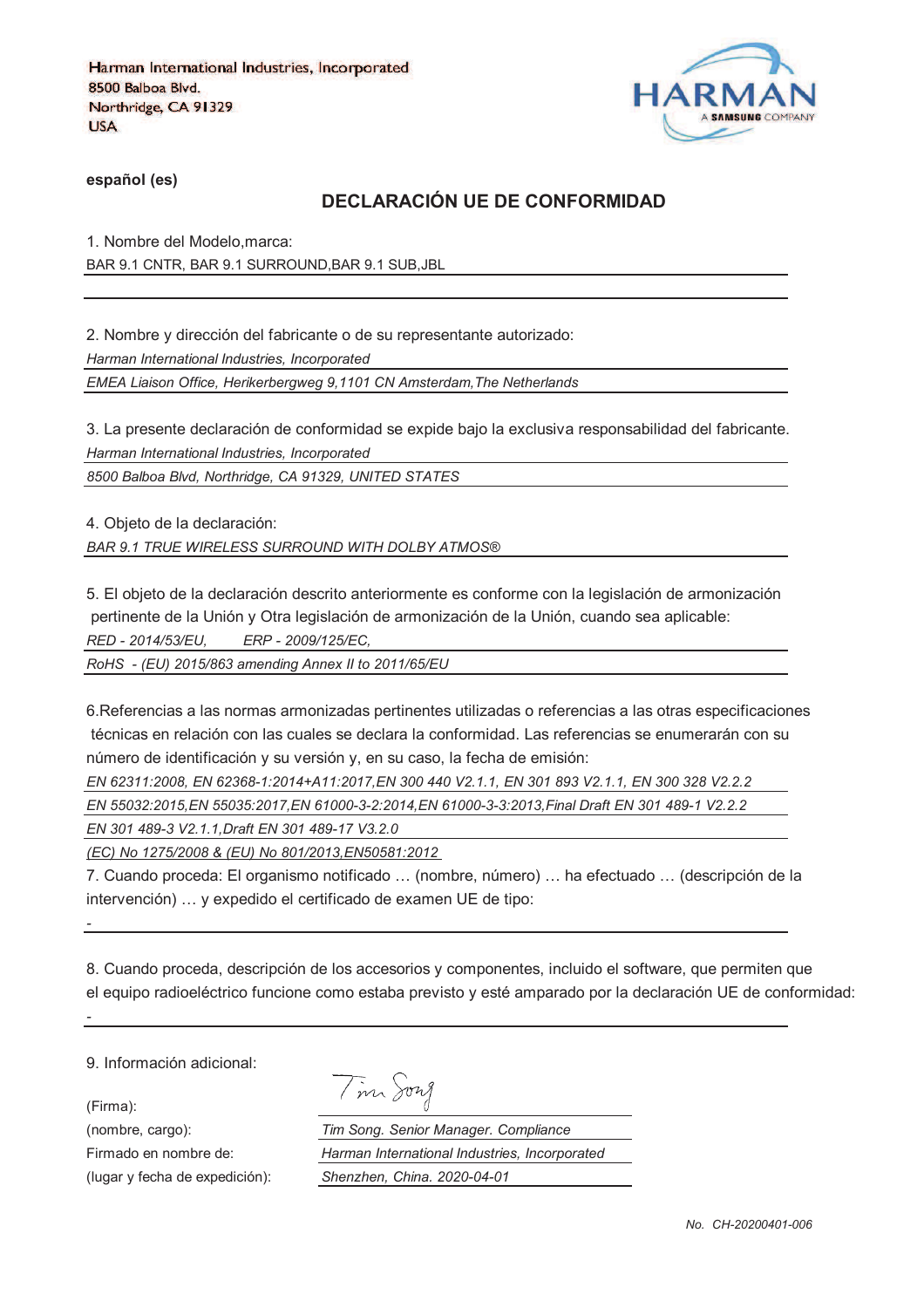Harman International Industries, Incorporated
8500 Balboa Blvd.
Northridge, CA 91329
USA

HARMAN
A SAMSUNG COMPANY

**español (es)**

## DECLARACIÓN UE DE CONFORMIDAD

1. Nombre del Modelo,marca:

BAR 9.1 CNTR, BAR 9.1 SURROUND,BAR 9.1 SUB,JBL

2. Nombre y dirección del fabricante o de su representante autorizado:

*Harman International Industries, Incorporated*

*EMEA Liaison Office, Herikerbergweg 9,1101 CN Amsterdam,The Netherlands*

3. La presente declaración de conformidad se expide bajo la exclusiva responsabilidad del fabricante.

*Harman International Industries, Incorporated*

*8500 Balboa Blvd, Northridge, CA 91329, UNITED STATES*

4. Objeto de la declaración:

*BAR 9.1 TRUE WIRELESS SURROUND WITH DOLBY ATMOS®*

5. El objeto de la declaración descrito anteriormente es conforme con la legislación de armonización pertinente de la Unión y Otra legislación de armonización de la Unión, cuando sea aplicable:

*RED - 2014/53/EU,   ERP - 2009/125/EC,*

*RoHS - (EU) 2015/863 amending Annex II to 2011/65/EU*

6.Referencias a las normas armonizadas pertinentes utilizadas o referencias a las otras especificaciones técnicas en relación con las cuales se declara la conformidad. Las referencias se enumerarán con su número de identificación y su versión y, en su caso, la fecha de emisión:

*EN 62311:2008, EN 62368-1:2014+A11:2017,EN 300 440 V2.1.1, EN 301 893 V2.1.1, EN 300 328 V2.2.2*

*EN 55032:2015,EN 55035:2017,EN 61000-3-2:2014,EN 61000-3-3:2013,Final Draft EN 301 489-1 V2.2.2*

*EN 301 489-3 V2.1.1,Draft EN 301 489-17 V3.2.0*

*(EC) No 1275/2008 & (EU) No 801/2013,EN50581:2012*

7. Cuando proceda: El organismo notificado … (nombre, número) … ha efectuado … (descripción de la intervención) … y expedido el certificado de examen UE de tipo:

-

8. Cuando proceda, descripción de los accesorios y componentes, incluido el software, que permiten que el equipo radioeléctrico funcione como estaba previsto y esté amparado por la declaración UE de conformidad:

-

9. Información adicional:

| | |
|---|---|
| (Firma): | Tim Song |
| (nombre, cargo): | *Tim Song. Senior Manager. Compliance* |
| Firmado en nombre de: | *Harman International Industries, Incorporated* |
| (lugar y fecha de expedición): | *Shenzhen, China. 2020-04-01* |

*No. CH-20200401-006*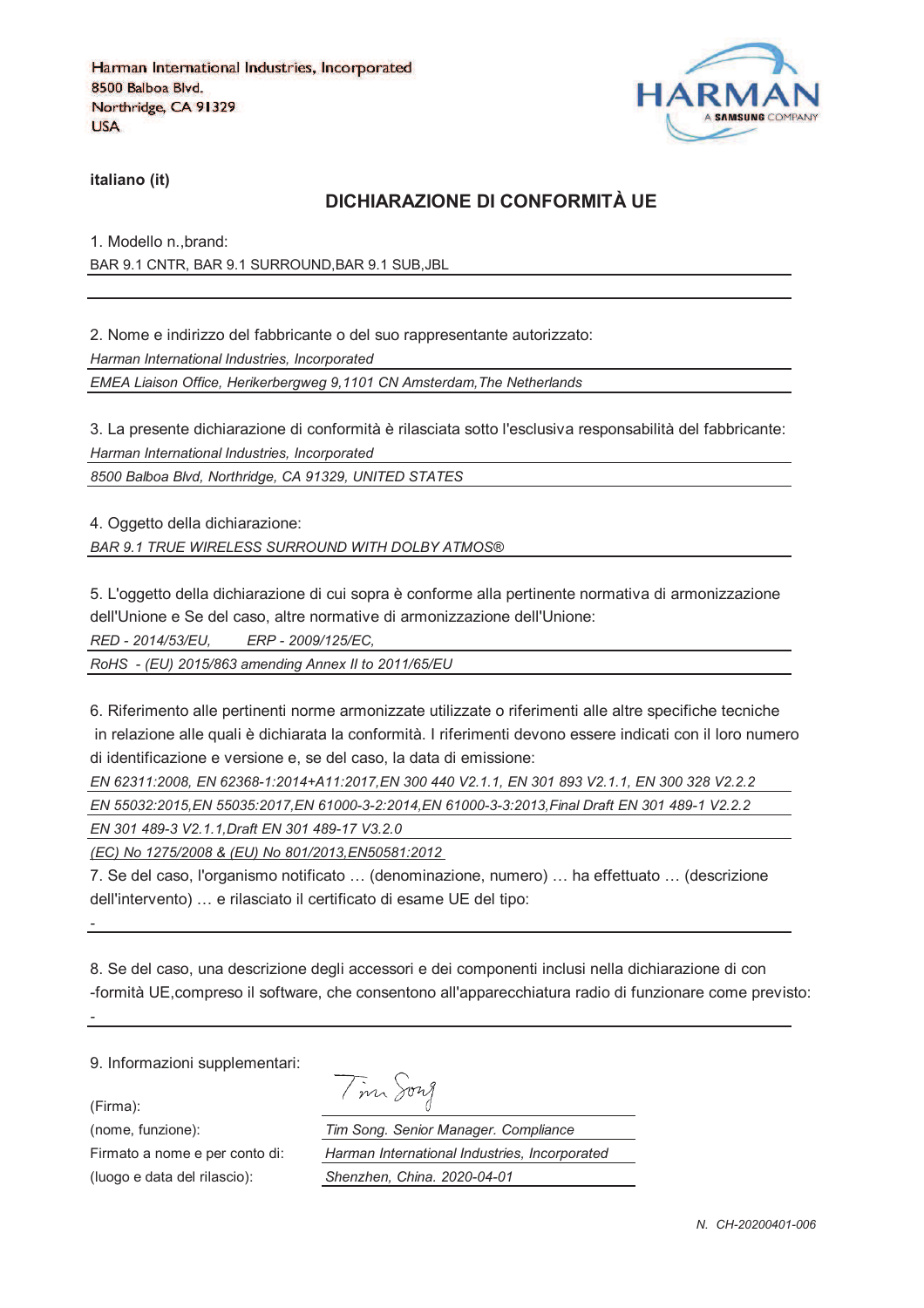Harman International Industries, Incorporated
8500 Balboa Blvd.
Northridge, CA 91329
USA

HARMAN
A SAMSUNG COMPANY

**italiano (it)**

## DICHIARAZIONE DI CONFORMITÀ UE

1. Modello n.,brand:

BAR 9.1 CNTR, BAR 9.1 SURROUND,BAR 9.1 SUB,JBL

2. Nome e indirizzo del fabbricante o del suo rappresentante autorizzato:

*Harman International Industries, Incorporated*

*EMEA Liaison Office, Herikerbergweg 9,1101 CN Amsterdam,The Netherlands*

3. La presente dichiarazione di conformità è rilasciata sotto l'esclusiva responsabilità del fabbricante:

*Harman International Industries, Incorporated*

*8500 Balboa Blvd, Northridge, CA 91329, UNITED STATES*

4. Oggetto della dichiarazione:

*BAR 9.1 TRUE WIRELESS SURROUND WITH DOLBY ATMOS®*

5. L'oggetto della dichiarazione di cui sopra è conforme alla pertinente normativa di armonizzazione dell'Unione e Se del caso, altre normative di armonizzazione dell'Unione:

*RED - 2014/53/EU, ERP - 2009/125/EC,*

*RoHS - (EU) 2015/863 amending Annex II to 2011/65/EU*

6. Riferimento alle pertinenti norme armonizzate utilizzate o riferimenti alle altre specifiche tecniche in relazione alle quali è dichiarata la conformità. I riferimenti devono essere indicati con il loro numero di identificazione e versione e, se del caso, la data di emissione:

*EN 62311:2008, EN 62368-1:2014+A11:2017,EN 300 440 V2.1.1, EN 301 893 V2.1.1, EN 300 328 V2.2.2*

*EN 55032:2015,EN 55035:2017,EN 61000-3-2:2014,EN 61000-3-3:2013,Final Draft EN 301 489-1 V2.2.2*

*EN 301 489-3 V2.1.1,Draft EN 301 489-17 V3.2.0*

*(EC) No 1275/2008 & (EU) No 801/2013,EN50581:2012*

7. Se del caso, l'organismo notificato … (denominazione, numero) … ha effettuato … (descrizione dell'intervento) … e rilasciato il certificato di esame UE del tipo:

-

8. Se del caso, una descrizione degli accessori e dei componenti inclusi nella dichiarazione di con -formità UE,compreso il software, che consentono all'apparecchiatura radio di funzionare come previsto:

-

9. Informazioni supplementari:

(Firma): Tim Song

(nome, funzione): *Tim Song. Senior Manager. Compliance*

Firmato a nome e per conto di: *Harman International Industries, Incorporated*

(luogo e data del rilascio): *Shenzhen, China. 2020-04-01*

*N. CH-20200401-006*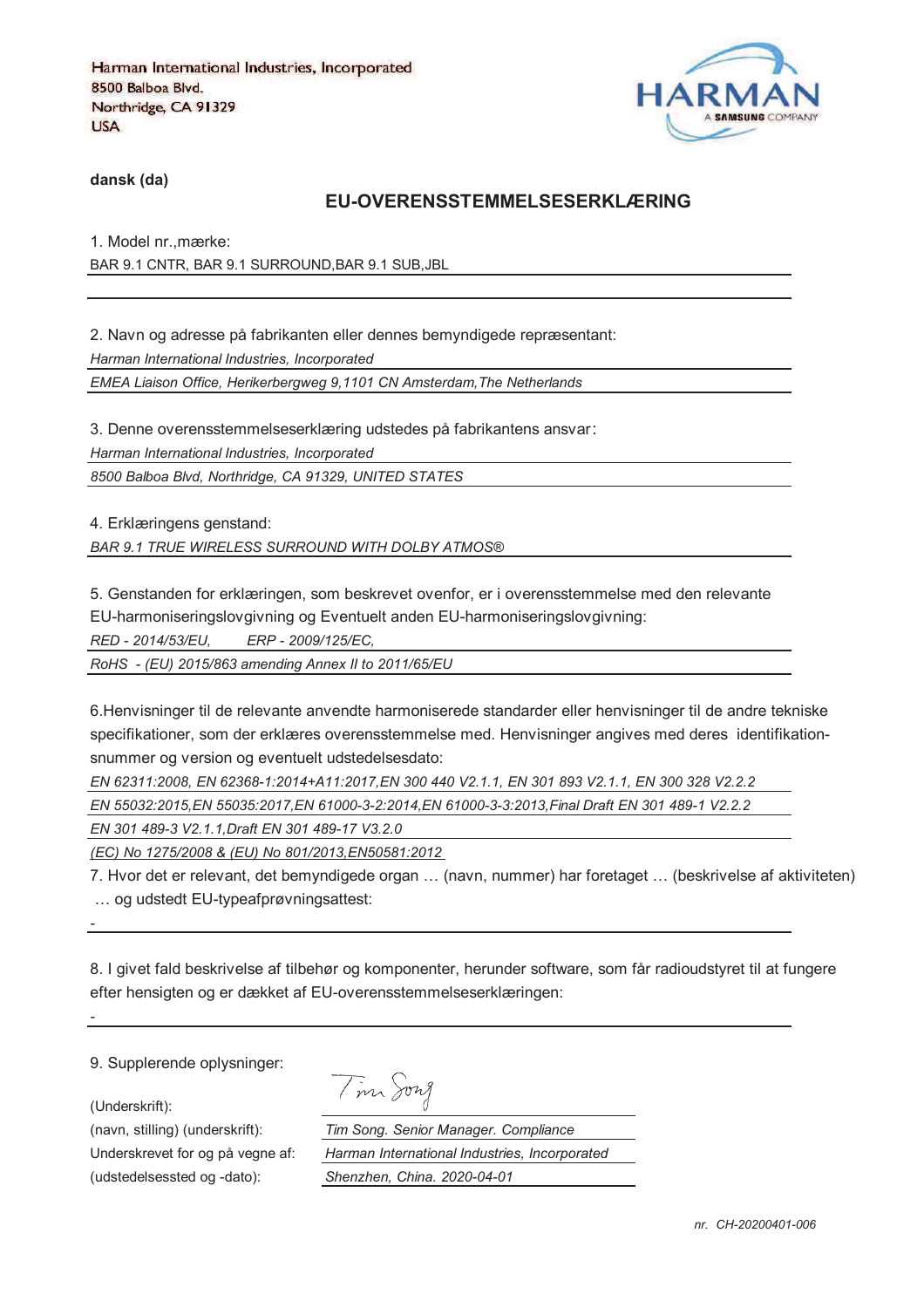Harman International Industries, Incorporated
8500 Balboa Blvd.
Northridge, CA 91329
USA

HARMAN
A SAMSUNG COMPANY

**dansk (da)**

## EU-OVERENSSTEMMELSESERKLÆRING

1. Model nr.,mærke:

BAR 9.1 CNTR, BAR 9.1 SURROUND,BAR 9.1 SUB,JBL

2. Navn og adresse på fabrikanten eller dennes bemyndigede repræsentant:

*Harman International Industries, Incorporated*

*EMEA Liaison Office, Herikerbergweg 9,1101 CN Amsterdam,The Netherlands*

3. Denne overensstemmelseserklæring udstedes på fabrikantens ansvar:

*Harman International Industries, Incorporated*

*8500 Balboa Blvd, Northridge, CA 91329, UNITED STATES*

4. Erklæringens genstand:

*BAR 9.1 TRUE WIRELESS SURROUND WITH DOLBY ATMOS®*

5. Genstanden for erklæringen, som beskrevet ovenfor, er i overensstemmelse med den relevante EU-harmoniseringslovgivning og Eventuelt anden EU-harmoniseringslovgivning:

*RED - 2014/53/EU,     ERP - 2009/125/EC,*

*RoHS - (EU) 2015/863 amending Annex II to 2011/65/EU*

6.Henvisninger til de relevante anvendte harmoniserede standarder eller henvisninger til de andre tekniske specifikationer, som der erklæres overensstemmelse med. Henvisninger angives med deres identifikation-snummer og version og eventuelt udstedelsesdato:

*EN 62311:2008, EN 62368-1:2014+A11:2017,EN 300 440 V2.1.1, EN 301 893 V2.1.1, EN 300 328 V2.2.2*

*EN 55032:2015,EN 55035:2017,EN 61000-3-2:2014,EN 61000-3-3:2013,Final Draft EN 301 489-1 V2.2.2*

*EN 301 489-3 V2.1.1,Draft EN 301 489-17 V3.2.0*

*(EC) No 1275/2008 & (EU) No 801/2013,EN50581:2012*

7. Hvor det er relevant, det bemyndigede organ … (navn, nummer) har foretaget … (beskrivelse af aktiviteten) … og udstedt EU-typeafprøvningsattest:

-

8. I givet fald beskrivelse af tilbehør og komponenter, herunder software, som får radioudstyret til at fungere efter hensigten og er dækket af EU-overensstemmelseserklæringen:

-

9. Supplerende oplysninger:

(Underskrift): Tim Song

(navn, stilling) (underskrift): *Tim Song. Senior Manager. Compliance*

Underskrevet for og på vegne af: *Harman International Industries, Incorporated*

(udstedelsessted og -dato): *Shenzhen, China. 2020-04-01*

*nr. CH-20200401-006*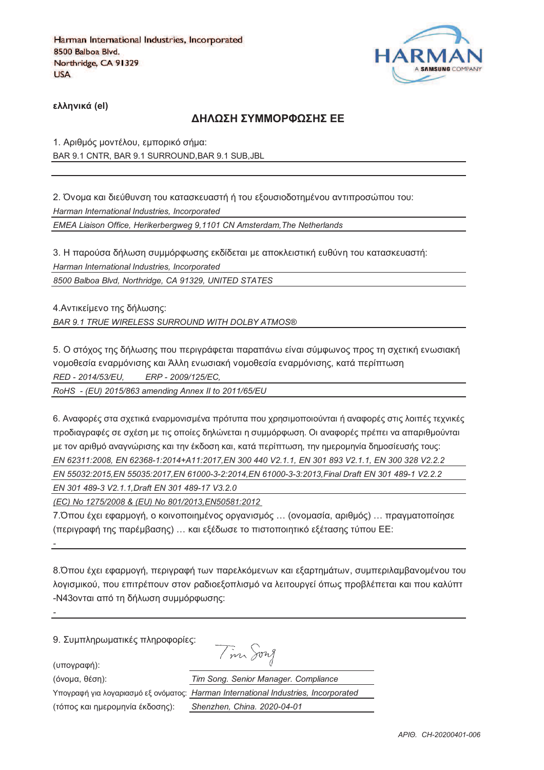Harman International Industries, Incorporated
8500 Balboa Blvd.
Northridge, CA 91329
USA

HARMAN
A SAMSUNG COMPANY

**ελληνικά (el)**

## ΔΗΛΩΣΗ ΣΥΜΜΟΡΦΩΣΗΣ ΕΕ

1. Αριθμός μοντέλου, εμπορικό σήμα:
BAR 9.1 CNTR, BAR 9.1 SURROUND,BAR 9.1 SUB,JBL

2. Όνομα και διεύθυνση του κατασκευαστή ή του εξουσιοδοτημένου αντιπροσώπου του:
*Harman International Industries, Incorporated*
*EMEA Liaison Office, Herikerbergweg 9,1101 CN Amsterdam,The Netherlands*

3. Η παρούσα δήλωση συμμόρφωσης εκδίδεται με αποκλειστική ευθύνη του κατασκευαστή:
*Harman International Industries, Incorporated*
*8500 Balboa Blvd, Northridge, CA 91329, UNITED STATES*

4.Αντικείμενο της δήλωσης:
*BAR 9.1 TRUE WIRELESS SURROUND WITH DOLBY ATMOS®*

5. Ο στόχος της δήλωσης που περιγράφεται παραπάνω είναι σύμφωνος προς τη σχετική ενωσιακή νομοθεσία εναρμόνισης και Άλλη ενωσιακή νομοθεσία εναρμόνισης, κατά περίπτωση
*RED - 2014/53/EU,     ERP - 2009/125/EC,*
*RoHS - (EU) 2015/863 amending Annex II to 2011/65/EU*

6. Αναφορές στα σχετικά εναρμονισμένα πρότυπα που χρησιμοποιούνται ή αναφορές στις λοιπές τεχνικές προδιαγραφές σε σχέση με τις οποίες δηλώνεται η συμμόρφωση. Οι αναφορές πρέπει να απαριθμούνται με τον αριθμό αναγνώρισης και την έκδοση και, κατά περίπτωση, την ημερομηνία δημοσίευσής τους:
*EN 62311:2008, EN 62368-1:2014+A11:2017,EN 300 440 V2.1.1, EN 301 893 V2.1.1, EN 300 328 V2.2.2*
*EN 55032:2015,EN 55035:2017,EN 61000-3-2:2014,EN 61000-3-3:2013,Final Draft EN 301 489-1 V2.2.2*
*EN 301 489-3 V2.1.1,Draft EN 301 489-17 V3.2.0*
*(EC) No 1275/2008 & (EU) No 801/2013,EN50581:2012*

7.Όπου έχει εφαρμογή, ο κοινοποιημένος οργανισμός … (ονομασία, αριθμός) … πραγματοποίησε (περιγραφή της παρέμβασης) … και εξέδωσε το πιστοποιητικό εξέτασης τύπου ΕΕ:
-

8.Όπου έχει εφαρμογή, περιγραφή των παρελκόμενων και εξαρτημάτων, συμπεριλαμβανομένου του λογισμικού, που επιτρέπουν στον ραδιοεξοπλισμό να λειτουργεί όπως προβλέπεται και που καλύπτ -N43ονται από τη δήλωση συμμόρφωσης:
-

9. Συμπληρωματικές πληροφορίες:

(υπογραφή): Tim Song
(όνομα, θέση): *Tim Song. Senior Manager. Compliance*
Υπογραφή για λογαριασμό εξ ονόματος: *Harman International Industries, Incorporated*
(τόπος και ημερομηνία έκδοσης): *Shenzhen, China. 2020-04-01*

*ΑΡΙΘ. CH-20200401-006*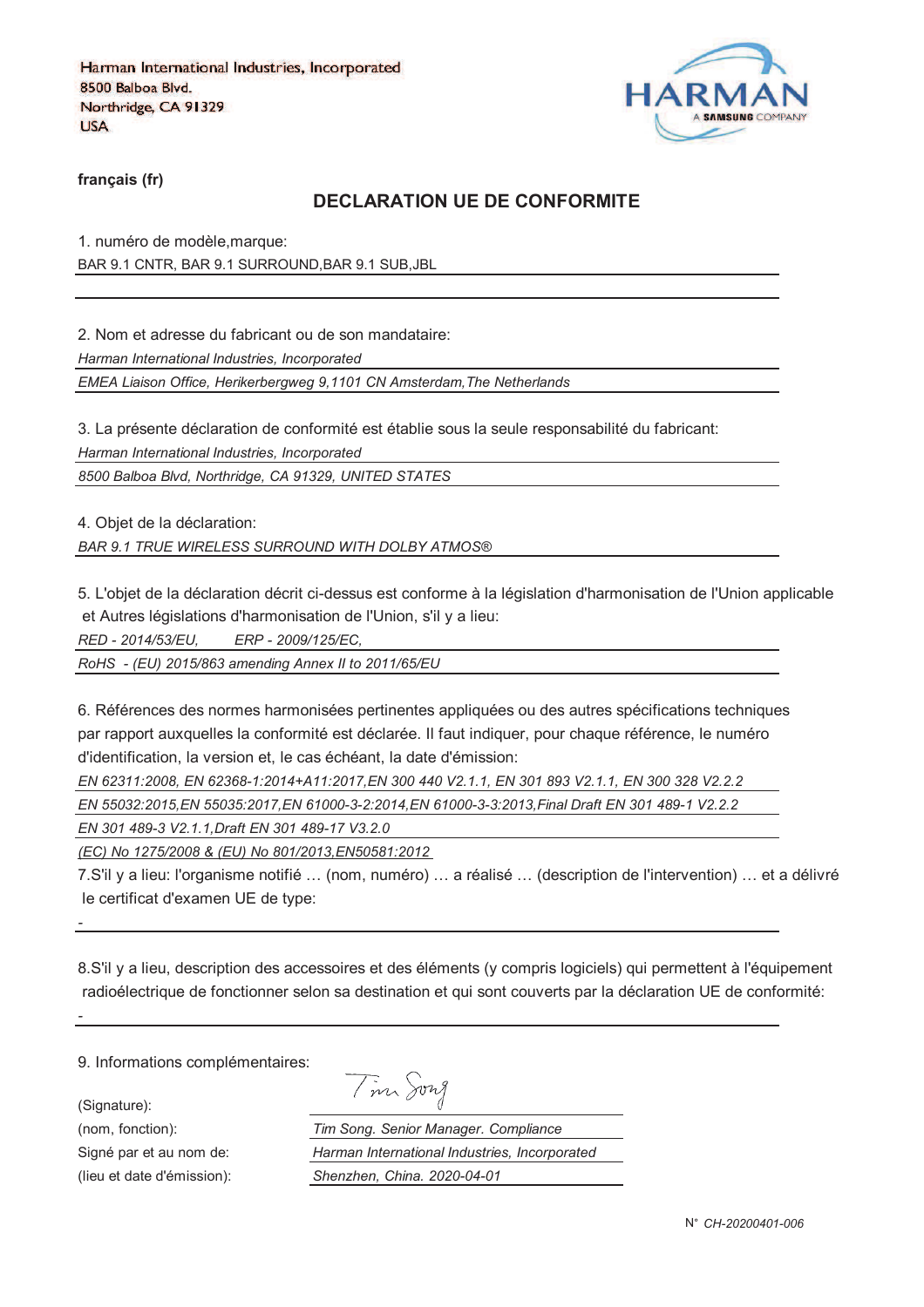Harman International Industries, Incorporated
8500 Balboa Blvd.
Northridge, CA 91329
USA

HARMAN
A SAMSUNG COMPANY

**français (fr)**

## DECLARATION UE DE CONFORMITE

1. numéro de modèle,marque:

BAR 9.1 CNTR, BAR 9.1 SURROUND,BAR 9.1 SUB,JBL

2. Nom et adresse du fabricant ou de son mandataire:

*Harman International Industries, Incorporated*

*EMEA Liaison Office, Herikerbergweg 9,1101 CN Amsterdam,The Netherlands*

3. La présente déclaration de conformité est établie sous la seule responsabilité du fabricant:

*Harman International Industries, Incorporated*

*8500 Balboa Blvd, Northridge, CA 91329, UNITED STATES*

4. Objet de la déclaration:

*BAR 9.1 TRUE WIRELESS SURROUND WITH DOLBY ATMOS®*

5. L'objet de la déclaration décrit ci-dessus est conforme à la législation d'harmonisation de l'Union applicable et Autres législations d'harmonisation de l'Union, s'il y a lieu:

*RED - 2014/53/EU, ERP - 2009/125/EC,*

*RoHS - (EU) 2015/863 amending Annex II to 2011/65/EU*

6. Références des normes harmonisées pertinentes appliquées ou des autres spécifications techniques par rapport auxquelles la conformité est déclarée. Il faut indiquer, pour chaque référence, le numéro d'identification, la version et, le cas échéant, la date d'émission:

*EN 62311:2008, EN 62368-1:2014+A11:2017,EN 300 440 V2.1.1, EN 301 893 V2.1.1, EN 300 328 V2.2.2*

*EN 55032:2015,EN 55035:2017,EN 61000-3-2:2014,EN 61000-3-3:2013,Final Draft EN 301 489-1 V2.2.2*

*EN 301 489-3 V2.1.1,Draft EN 301 489-17 V3.2.0*

*(EC) No 1275/2008 & (EU) No 801/2013,EN50581:2012*

7.S'il y a lieu: l'organisme notifié … (nom, numéro) … a réalisé … (description de l'intervention) … et a délivré le certificat d'examen UE de type:

-

8.S'il y a lieu, description des accessoires et des éléments (y compris logiciels) qui permettent à l'équipement radioélectrique de fonctionner selon sa destination et qui sont couverts par la déclaration UE de conformité:

-

9. Informations complémentaires:

| | |
|---|---|
| (Signature): | *Tim Song* |
| (nom, fonction): | *Tim Song. Senior Manager. Compliance* |
| Signé par et au nom de: | *Harman International Industries, Incorporated* |
| (lieu et date d'émission): | *Shenzhen, China. 2020-04-01* |

N° *CH-20200401-006*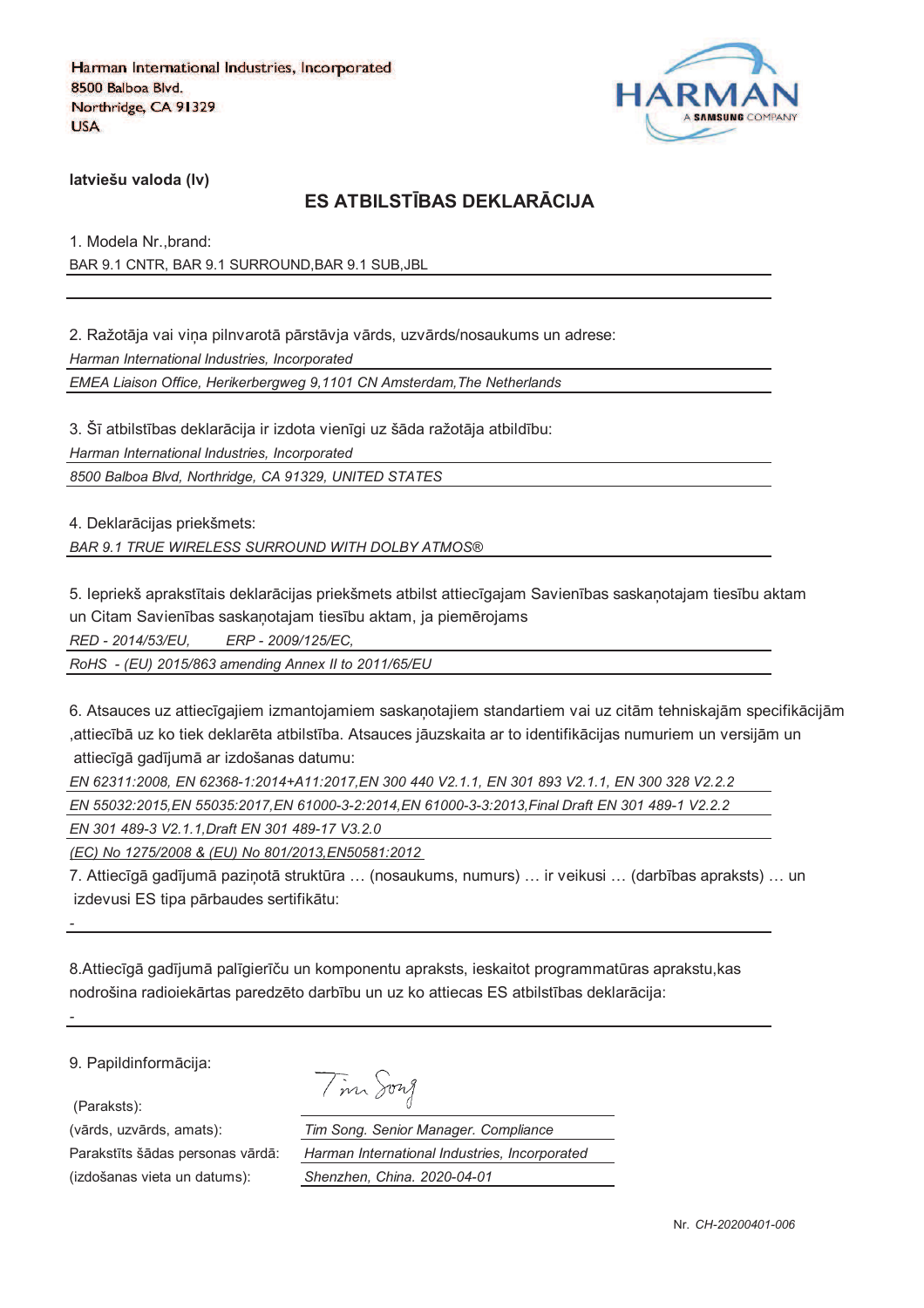Harman International Industries, Incorporated
8500 Balboa Blvd.
Northridge, CA 91329
USA

HARMAN
A SAMSUNG COMPANY

**latviešu valoda (lv)**

## ES ATBILSTĪBAS DEKLARĀCIJA

1. Modela Nr.,brand:

BAR 9.1 CNTR, BAR 9.1 SURROUND,BAR 9.1 SUB,JBL

2. Ražotāja vai viņa pilnvarotā pārstāvja vārds, uzvārds/nosaukums un adrese:

*Harman International Industries, Incorporated*

*EMEA Liaison Office, Herikerbergweg 9,1101 CN Amsterdam,The Netherlands*

3. Šī atbilstības deklarācija ir izdota vienīgi uz šāda ražotāja atbildību:

*Harman International Industries, Incorporated*

*8500 Balboa Blvd, Northridge, CA 91329, UNITED STATES*

4. Deklarācijas priekšmets:

*BAR 9.1 TRUE WIRELESS SURROUND WITH DOLBY ATMOS®*

5. Iepriekš aprakstītais deklarācijas priekšmets atbilst attiecīgajam Savienības saskaņotajam tiesību aktam un Citam Savienības saskaņotajam tiesību aktam, ja piemērojams

*RED - 2014/53/EU,        ERP - 2009/125/EC,*

*RoHS  - (EU) 2015/863 amending Annex II to 2011/65/EU*

6. Atsauces uz attiecīgajiem izmantojamiem saskaņotajiem standartiem vai uz citām tehniskajām specifikācijām ,attiecībā uz ko tiek deklarēta atbilstība. Atsauces jāuzskaita ar to identifikācijas numuriem un versijām un attiecīgā gadījumā ar izdošanas datumu:

*EN 62311:2008, EN 62368-1:2014+A11:2017,EN 300 440 V2.1.1, EN 301 893 V2.1.1, EN 300 328 V2.2.2*

*EN 55032:2015,EN 55035:2017,EN 61000-3-2:2014,EN 61000-3-3:2013,Final Draft EN 301 489-1 V2.2.2*

*EN 301 489-3 V2.1.1,Draft EN 301 489-17 V3.2.0*

*(EC) No 1275/2008 & (EU) No 801/2013,EN50581:2012*

7. Attiecīgā gadījumā paziņotā struktūra … (nosaukums, numurs) … ir veikusi … (darbības apraksts) … un izdevusi ES tipa pārbaudes sertifikātu:

-

8.Attiecīgā gadījumā palīgierīču un komponentu apraksts, ieskaitot programmatūras aprakstu,kas nodrošina radioiekārtas paredzēto darbību un uz ko attiecas ES atbilstības deklarācija:

-

9. Papildinformācija:

(Paraksts): Tim Song

(vārds, uzvārds, amats): *Tim Song. Senior Manager. Compliance*

Parakstīts šādas personas vārdā: *Harman International Industries, Incorporated*

(izdošanas vieta un datums): *Shenzhen, China. 2020-04-01*

Nr. *CH-20200401-006*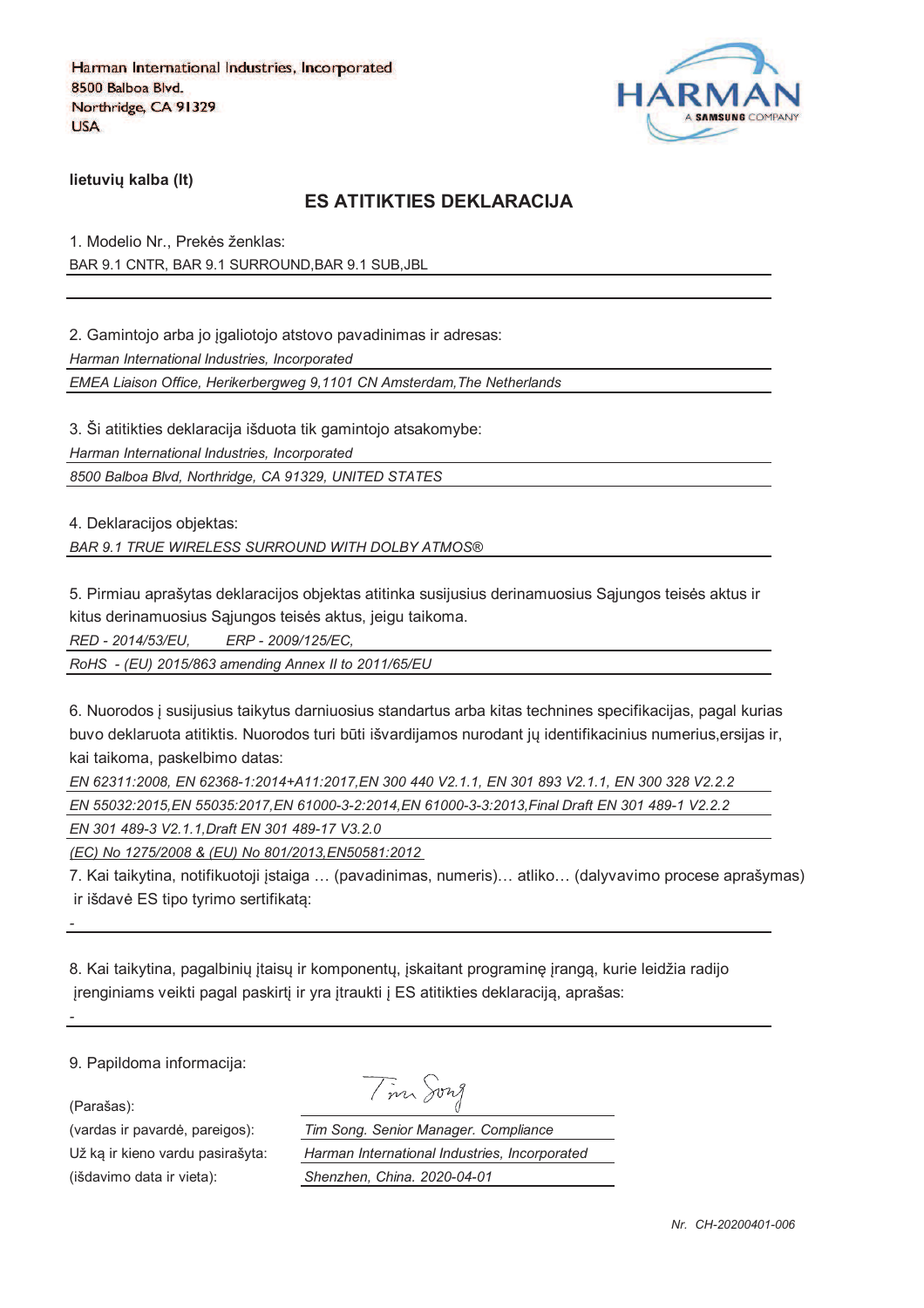Harman International Industries, Incorporated
8500 Balboa Blvd.
Northridge, CA 91329
USA

HARMAN
A SAMSUNG COMPANY

**lietuvių kalba (lt)**

## ES ATITIKTIES DEKLARACIJA

1. Modelio Nr., Prekės ženklas:

BAR 9.1 CNTR, BAR 9.1 SURROUND,BAR 9.1 SUB,JBL

2. Gamintojo arba jo įgaliotojo atstovo pavadinimas ir adresas:

*Harman International Industries, Incorporated*

*EMEA Liaison Office, Herikerbergweg 9,1101 CN Amsterdam,The Netherlands*

3. Ši atitikties deklaracija išduota tik gamintojo atsakomybe:

*Harman International Industries, Incorporated*

*8500 Balboa Blvd, Northridge, CA 91329, UNITED STATES*

4. Deklaracijos objektas:

*BAR 9.1 TRUE WIRELESS SURROUND WITH DOLBY ATMOS®*

5. Pirmiau aprašytas deklaracijos objektas atitinka susijusius derinamuosius Sąjungos teisės aktus ir kitus derinamuosius Sąjungos teisės aktus, jeigu taikoma.

*RED - 2014/53/EU,  ERP - 2009/125/EC,*

*RoHS - (EU) 2015/863 amending Annex II to 2011/65/EU*

6. Nuorodos į susijusius taikytus darniuosius standartus arba kitas technines specifikacijas, pagal kurias buvo deklaruota atitiktis. Nuorodos turi būti išvardijamos nurodant jų identifikacinius numerius,ersijas ir, kai taikoma, paskelbimo datas:

*EN 62311:2008, EN 62368-1:2014+A11:2017,EN 300 440 V2.1.1, EN 301 893 V2.1.1, EN 300 328 V2.2.2*

*EN 55032:2015,EN 55035:2017,EN 61000-3-2:2014,EN 61000-3-3:2013,Final Draft EN 301 489-1 V2.2.2*

*EN 301 489-3 V2.1.1,Draft EN 301 489-17 V3.2.0*

*(EC) No 1275/2008 & (EU) No 801/2013,EN50581:2012*

7. Kai taikytina, notifikuotoji įstaiga … (pavadinimas, numeris)… atliko… (dalyvavimo procese aprašymas) ir išdavė ES tipo tyrimo sertifikatą:

-

8. Kai taikytina, pagalbinių įtaisų ir komponentų, įskaitant programinę įrangą, kurie leidžia radijo įrenginiams veikti pagal paskirtį ir yra įtraukti į ES atitikties deklaraciją, aprašas:

-

9. Papildoma informacija:

(Parašas):

(vardas ir pavardė, pareigos): *Tim Song. Senior Manager. Compliance*

Už ką ir kieno vardu pasirašyta: *Harman International Industries, Incorporated*

(išdavimo data ir vieta): *Shenzhen, China. 2020-04-01*

*Nr. CH-20200401-006*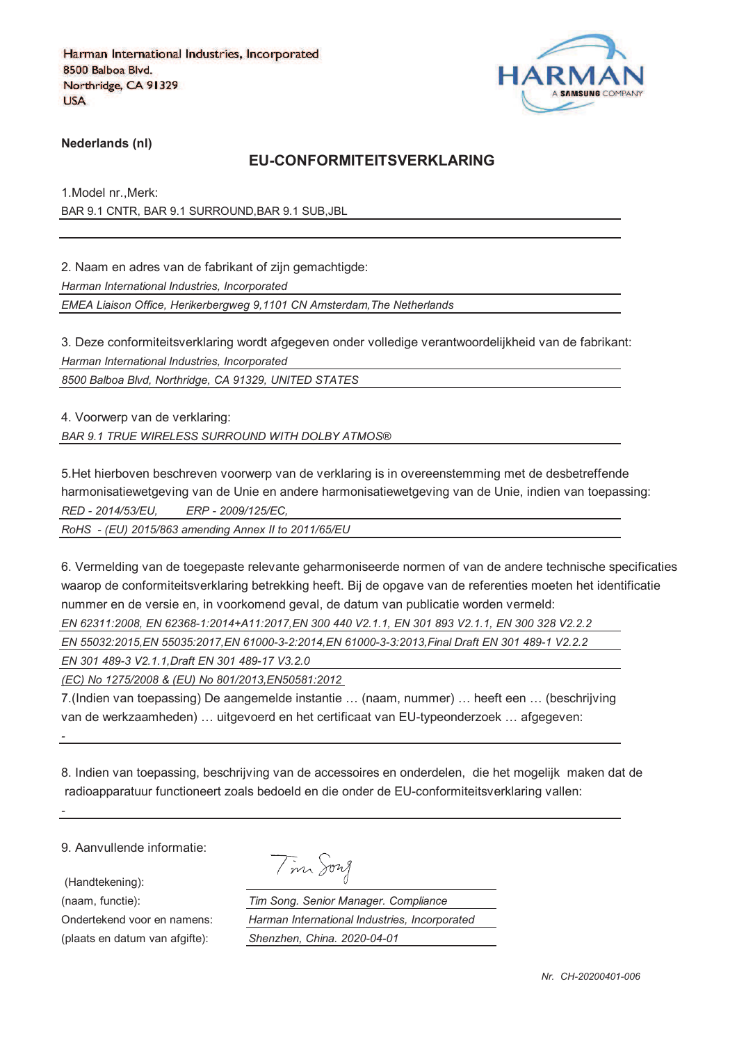Harman International Industries, Incorporated
8500 Balboa Blvd.
Northridge, CA 91329
USA

HARMAN
A SAMSUNG COMPANY

**Nederlands (nl)**

## EU-CONFORMITEITSVERKLARING

1.Model nr.,Merk:

BAR 9.1 CNTR, BAR 9.1 SURROUND,BAR 9.1 SUB,JBL

2. Naam en adres van de fabrikant of zijn gemachtigde:

*Harman International Industries, Incorporated*

*EMEA Liaison Office, Herikerbergweg 9,1101 CN Amsterdam,The Netherlands*

3. Deze conformiteitsverklaring wordt afgegeven onder volledige verantwoordelijkheid van de fabrikant:

*Harman International Industries, Incorporated*

*8500 Balboa Blvd, Northridge, CA 91329, UNITED STATES*

4. Voorwerp van de verklaring:

*BAR 9.1 TRUE WIRELESS SURROUND WITH DOLBY ATMOS®*

5.Het hierboven beschreven voorwerp van de verklaring is in overeenstemming met de desbetreffende harmonisatiewetgeving van de Unie en andere harmonisatiewetgeving van de Unie, indien van toepassing:

*RED - 2014/53/EU, ERP - 2009/125/EC,*

*RoHS - (EU) 2015/863 amending Annex II to 2011/65/EU*

6. Vermelding van de toegepaste relevante geharmoniseerde normen of van de andere technische specificaties waarop de conformiteitsverklaring betrekking heeft. Bij de opgave van de referenties moeten het identificatie nummer en de versie en, in voorkomend geval, de datum van publicatie worden vermeld:

*EN 62311:2008, EN 62368-1:2014+A11:2017,EN 300 440 V2.1.1, EN 301 893 V2.1.1, EN 300 328 V2.2.2*

*EN 55032:2015,EN 55035:2017,EN 61000-3-2:2014,EN 61000-3-3:2013,Final Draft EN 301 489-1 V2.2.2*

*EN 301 489-3 V2.1.1,Draft EN 301 489-17 V3.2.0*

*(EC) No 1275/2008 & (EU) No 801/2013,EN50581:2012*

7.(Indien van toepassing) De aangemelde instantie … (naam, nummer) … heeft een … (beschrijving van de werkzaamheden) … uitgevoerd en het certificaat van EU-typeonderzoek … afgegeven:

-

8. Indien van toepassing, beschrijving van de accessoires en onderdelen, die het mogelijk maken dat de radioapparatuur functioneert zoals bedoeld en die onder de EU-conformiteitsverklaring vallen:

-

9. Aanvullende informatie:

(Handtekening): Tim Song

(naam, functie): *Tim Song. Senior Manager. Compliance*

Ondertekend voor en namens: *Harman International Industries, Incorporated*

(plaats en datum van afgifte): *Shenzhen, China. 2020-04-01*

*Nr. CH-20200401-006*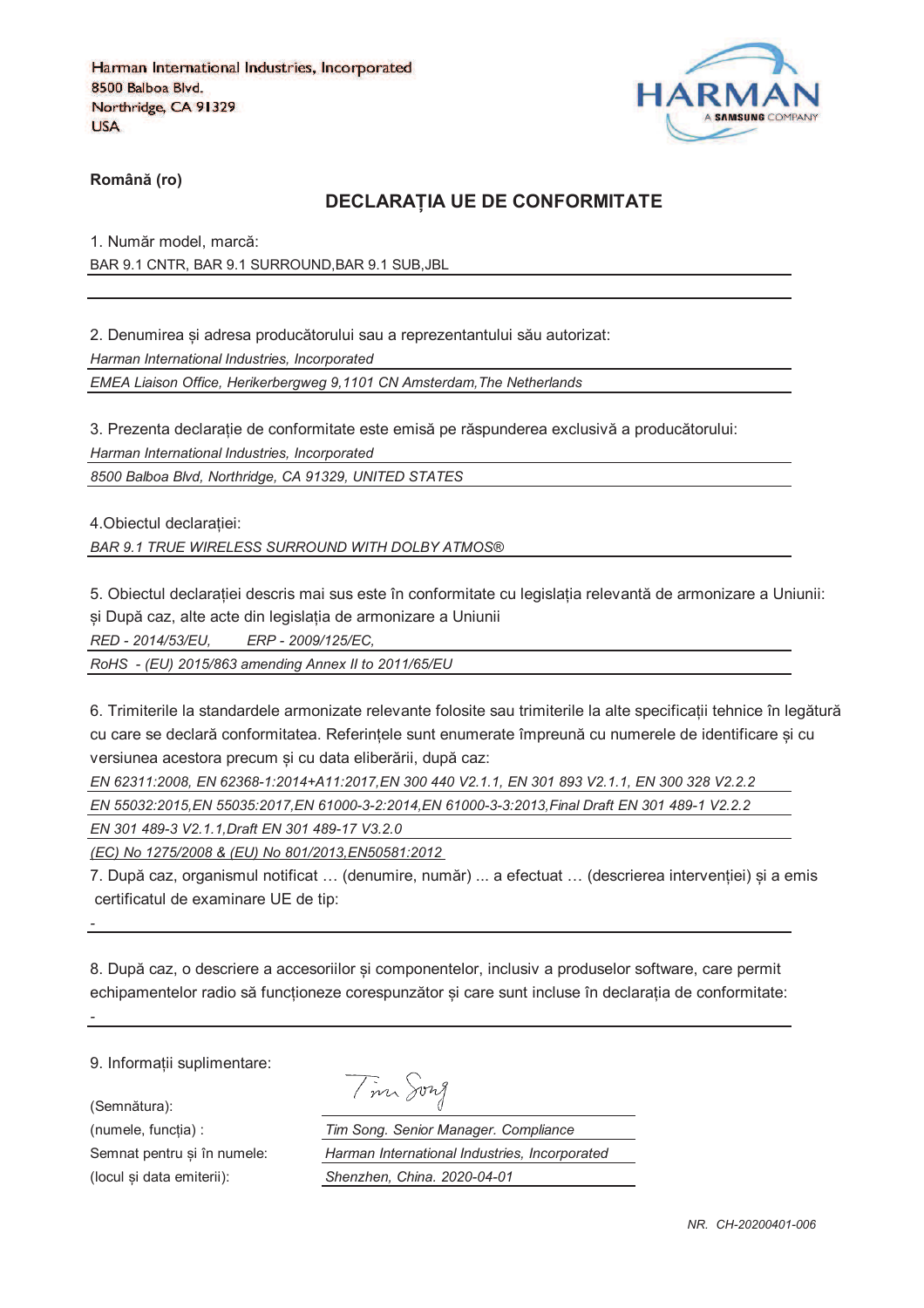Harman International Industries, Incorporated
8500 Balboa Blvd.
Northridge, CA 91329
USA

HARMAN
A SAMSUNG COMPANY

**Română (ro)**

## DECLARAȚIA UE DE CONFORMITATE

1. Număr model, marcă:

BAR 9.1 CNTR, BAR 9.1 SURROUND,BAR 9.1 SUB,JBL

2. Denumirea și adresa producătorului sau a reprezentantului său autorizat:

*Harman International Industries, Incorporated*

*EMEA Liaison Office, Herikerbergweg 9,1101 CN Amsterdam,The Netherlands*

3. Prezenta declarație de conformitate este emisă pe răspunderea exclusivă a producătorului:

*Harman International Industries, Incorporated*

*8500 Balboa Blvd, Northridge, CA 91329, UNITED STATES*

4.Obiectul declarației:

*BAR 9.1 TRUE WIRELESS SURROUND WITH DOLBY ATMOS®*

5. Obiectul declarației descris mai sus este în conformitate cu legislația relevantă de armonizare a Uniunii: și După caz, alte acte din legislația de armonizare a Uniunii

*RED - 2014/53/EU,        ERP - 2009/125/EC,*

*RoHS  - (EU) 2015/863 amending Annex II to 2011/65/EU*

6. Trimiterile la standardele armonizate relevante folosite sau trimiterile la alte specificații tehnice în legătură cu care se declară conformitatea. Referințele sunt enumerate împreună cu numerele de identificare și cu versiunea acestora precum și cu data eliberării, după caz:

*EN 62311:2008, EN 62368-1:2014+A11:2017,EN 300 440 V2.1.1, EN 301 893 V2.1.1, EN 300 328 V2.2.2*

*EN 55032:2015,EN 55035:2017,EN 61000-3-2:2014,EN 61000-3-3:2013,Final Draft EN 301 489-1 V2.2.2*

*EN 301 489-3 V2.1.1,Draft EN 301 489-17 V3.2.0*

*(EC) No 1275/2008 & (EU) No 801/2013,EN50581:2012*

7. După caz, organismul notificat … (denumire, număr) ... a efectuat … (descrierea intervenției) și a emis certificatul de examinare UE de tip:

-

8. După caz, o descriere a accesoriilor și componentelor, inclusiv a produselor software, care permit echipamentelor radio să funcționeze corespunzător și care sunt incluse în declarația de conformitate:

-

9. Informații suplimentare:

(Semnătura): Tim Song

(numele, funcția) : *Tim Song. Senior Manager. Compliance*

Semnat pentru și în numele: *Harman International Industries, Incorporated*

(locul și data emiterii): *Shenzhen, China. 2020-04-01*

*NR.  CH-20200401-006*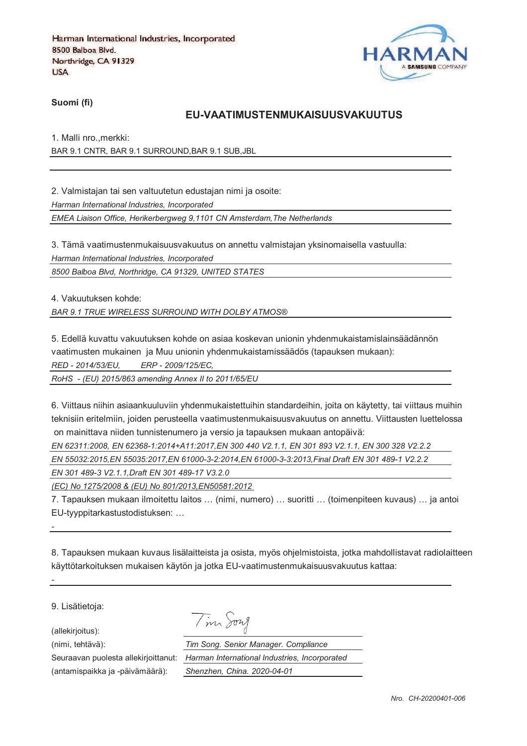Harman International Industries, Incorporated
8500 Balboa Blvd.
Northridge, CA 91329
USA

HARMAN
A SAMSUNG COMPANY

**Suomi (fi)**

## EU-VAATIMUSTENMUKAISUUSVAKUUTUS

1. Malli nro.,merkki:

BAR 9.1 CNTR, BAR 9.1 SURROUND,BAR 9.1 SUB,JBL

2. Valmistajan tai sen valtuutetun edustajan nimi ja osoite:

*Harman International Industries, Incorporated*

*EMEA Liaison Office, Herikerbergweg 9,1101 CN Amsterdam,The Netherlands*

3. Tämä vaatimustenmukaisuusvakuutus on annettu valmistajan yksinomaisella vastuulla:

*Harman International Industries, Incorporated*

*8500 Balboa Blvd, Northridge, CA 91329, UNITED STATES*

4. Vakuutuksen kohde:

*BAR 9.1 TRUE WIRELESS SURROUND WITH DOLBY ATMOS®*

5. Edellä kuvattu vakuutuksen kohde on asiaa koskevan unionin yhdenmukaistamislainsäädännön vaatimusten mukainen ja Muu unionin yhdenmukaistamissäädös (tapauksen mukaan):

*RED - 2014/53/EU,    ERP - 2009/125/EC,*

*RoHS - (EU) 2015/863 amending Annex II to 2011/65/EU*

6. Viittaus niihin asiaankuuluviin yhdenmukaistettuihin standardeihin, joita on käytetty, tai viittaus muihin teknisiin eritelmiin, joiden perusteella vaatimustenmukaisuusvakuutus on annettu. Viittausten luettelossa on mainittava niiden tunnistenumero ja versio ja tapauksen mukaan antopäivä:

*EN 62311:2008, EN 62368-1:2014+A11:2017,EN 300 440 V2.1.1, EN 301 893 V2.1.1, EN 300 328 V2.2.2*

*EN 55032:2015,EN 55035:2017,EN 61000-3-2:2014,EN 61000-3-3:2013,Final Draft EN 301 489-1 V2.2.2*

*EN 301 489-3 V2.1.1,Draft EN 301 489-17 V3.2.0*

*(EC) No 1275/2008 & (EU) No 801/2013,EN50581:2012*

7. Tapauksen mukaan ilmoitettu laitos … (nimi, numero) … suoritti … (toimenpiteen kuvaus) … ja antoi EU-tyyppitarkastustodistuksen: …

-

8. Tapauksen mukaan kuvaus lisälaitteista ja osista, myös ohjelmistoista, jotka mahdollistavat radiolaitteen käyttötarkoituksen mukaisen käytön ja jotka EU-vaatimustenmukaisuusvakuutus kattaa:

-

9. Lisätietoja:

(allekirjoitus): Tim Song

(nimi, tehtävä): *Tim Song. Senior Manager. Compliance*

Seuraavan puolesta allekirjoittanut: *Harman International Industries, Incorporated*

(antamispaikka ja -päivämäärä): *Shenzhen, China. 2020-04-01*

*Nro. CH-20200401-006*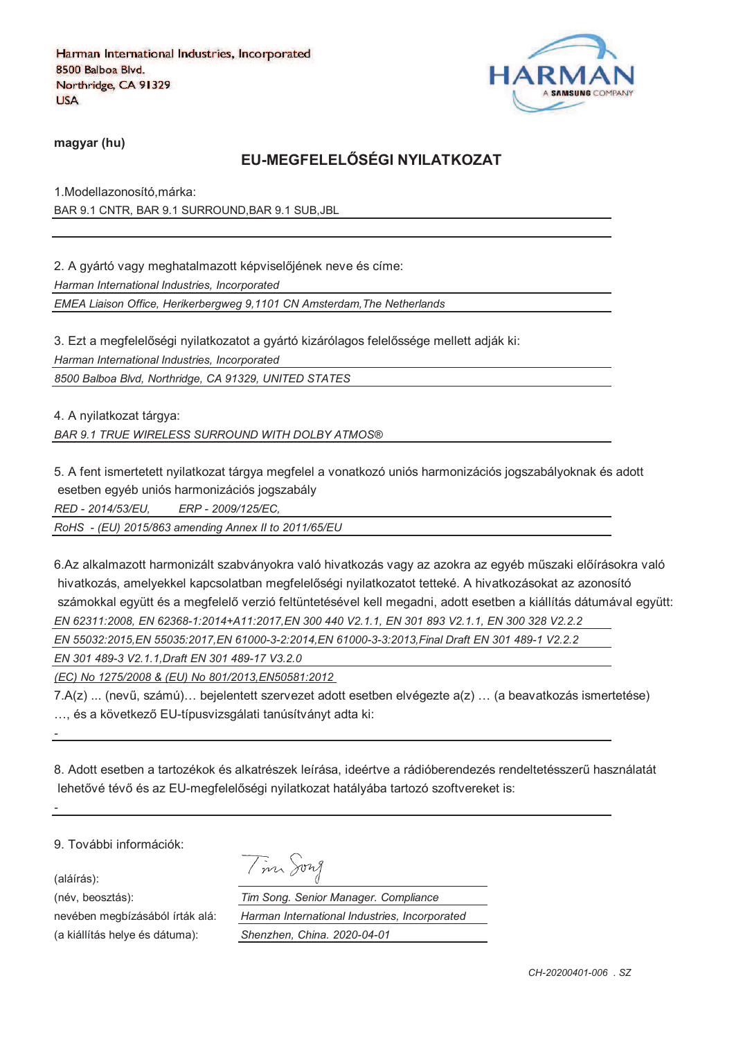Harman International Industries, Incorporated
8500 Balboa Blvd.
Northridge, CA 91329
USA

HARMAN A SAMSUNG COMPANY

**magyar (hu)**

## EU-MEGFELELŐSÉGI NYILATKOZAT

1.Modellazonosító,márka:

BAR 9.1 CNTR, BAR 9.1 SURROUND,BAR 9.1 SUB,JBL

2. A gyártó vagy meghatalmazott képviselőjének neve és címe:

*Harman International Industries, Incorporated*

*EMEA Liaison Office, Herikerbergweg 9,1101 CN Amsterdam,The Netherlands*

3. Ezt a megfelelőségi nyilatkozatot a gyártó kizárólagos felelőssége mellett adják ki:

*Harman International Industries, Incorporated*

*8500 Balboa Blvd, Northridge, CA 91329, UNITED STATES*

4. A nyilatkozat tárgya:

*BAR 9.1 TRUE WIRELESS SURROUND WITH DOLBY ATMOS®*

5. A fent ismertetett nyilatkozat tárgya megfelel a vonatkozó uniós harmonizációs jogszabályoknak és adott esetben egyéb uniós harmonizációs jogszabály

*RED - 2014/53/EU, ERP - 2009/125/EC,*

*RoHS - (EU) 2015/863 amending Annex II to 2011/65/EU*

6.Az alkalmazott harmonizált szabványokra való hivatkozás vagy az azokra az egyéb műszaki előírásokra való hivatkozás, amelyekkel kapcsolatban megfelelőségi nyilatkozatot tetteké. A hivatkozásokat az azonosító számokkal együtt és a megfelelő verzió feltüntetésével kell megadni, adott esetben a kiállítás dátumával együtt:

*EN 62311:2008, EN 62368-1:2014+A11:2017,EN 300 440 V2.1.1, EN 301 893 V2.1.1, EN 300 328 V2.2.2*

*EN 55032:2015,EN 55035:2017,EN 61000-3-2:2014,EN 61000-3-3:2013,Final Draft EN 301 489-1 V2.2.2*

*EN 301 489-3 V2.1.1,Draft EN 301 489-17 V3.2.0*

*(EC) No 1275/2008 & (EU) No 801/2013,EN50581:2012*

7.A(z) ... (nevű, számú)… bejelentett szervezet adott esetben elvégezte a(z) … (a beavatkozás ismertetése) …, és a következő EU-típusvizsgálati tanúsítványt adta ki:

-

8. Adott esetben a tartozékok és alkatrészek leírása, ideértve a rádióberendezés rendeltetésszerű használatát lehetővé tévő és az EU-megfelelőségi nyilatkozat hatályába tartozó szoftvereket is:

-

9. További információk:

(aláírás): Tim Song

(név, beosztás): *Tim Song. Senior Manager. Compliance*

nevében megbízásából írták alá: *Harman International Industries, Incorporated*

(a kiállítás helye és dátuma): *Shenzhen, China. 2020-04-01*

*CH-20200401-006 . SZ*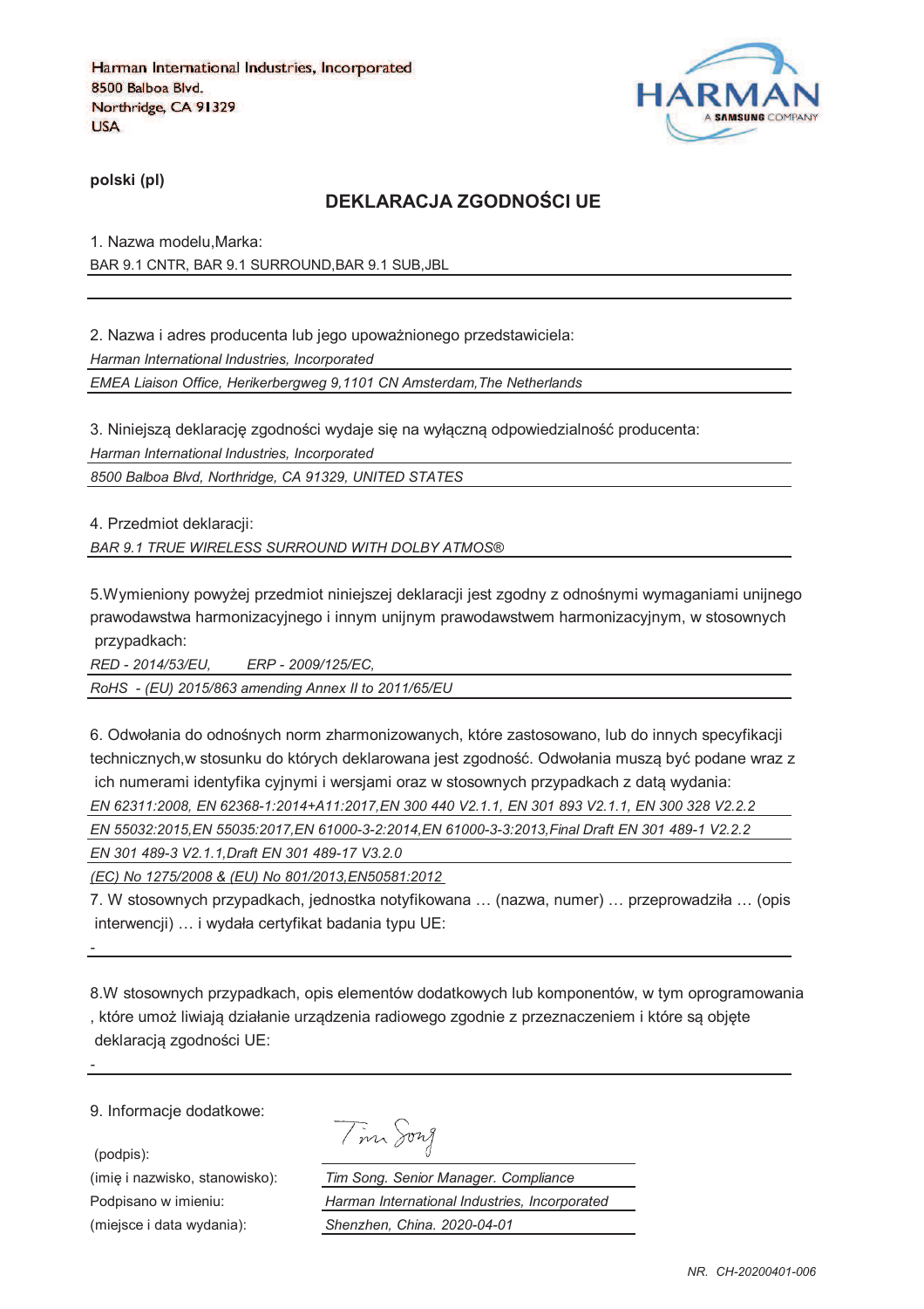Harman International Industries, Incorporated
8500 Balboa Blvd.
Northridge, CA 91329
USA

HARMAN A SAMSUNG COMPANY

**polski (pl)**

## DEKLARACJA ZGODNOŚCI UE

1. Nazwa modelu,Marka:

BAR 9.1 CNTR, BAR 9.1 SURROUND,BAR 9.1 SUB,JBL

2. Nazwa i adres producenta lub jego upoważnionego przedstawiciela:

*Harman International Industries, Incorporated*

*EMEA Liaison Office, Herikerbergweg 9,1101 CN Amsterdam,The Netherlands*

3. Niniejszą deklarację zgodności wydaje się na wyłączną odpowiedzialność producenta:

*Harman International Industries, Incorporated*

*8500 Balboa Blvd, Northridge, CA 91329, UNITED STATES*

4. Przedmiot deklaracji:

*BAR 9.1 TRUE WIRELESS SURROUND WITH DOLBY ATMOS®*

5.Wymieniony powyżej przedmiot niniejszej deklaracji jest zgodny z odnośnymi wymaganiami unijnego prawodawstwa harmonizacyjnego i innym unijnym prawodawstwem harmonizacyjnym, w stosownych przypadkach:

*RED - 2014/53/EU,    ERP - 2009/125/EC,*

*RoHS - (EU) 2015/863 amending Annex II to 2011/65/EU*

6. Odwołania do odnośnych norm zharmonizowanych, które zastosowano, lub do innych specyfikacji technicznych,w stosunku do których deklarowana jest zgodność. Odwołania muszą być podane wraz z ich numerami identyfika cyjnymi i wersjami oraz w stosownych przypadkach z datą wydania:

*EN 62311:2008, EN 62368-1:2014+A11:2017,EN 300 440 V2.1.1, EN 301 893 V2.1.1, EN 300 328 V2.2.2*

*EN 55032:2015,EN 55035:2017,EN 61000-3-2:2014,EN 61000-3-3:2013,Final Draft EN 301 489-1 V2.2.2*

*EN 301 489-3 V2.1.1,Draft EN 301 489-17 V3.2.0*

*(EC) No 1275/2008 & (EU) No 801/2013,EN50581:2012*

7. W stosownych przypadkach, jednostka notyfikowana … (nazwa, numer) … przeprowadziła … (opis interwencji) … i wydała certyfikat badania typu UE:

-

8.W stosownych przypadkach, opis elementów dodatkowych lub komponentów, w tym oprogramowania , które umoż liwiają działanie urządzenia radiowego zgodnie z przeznaczeniem i które są objęte deklaracją zgodności UE:

-

9. Informacje dodatkowe:

(podpis): Tim Song

(imię i nazwisko, stanowisko): *Tim Song. Senior Manager. Compliance*

Podpisano w imieniu: *Harman International Industries, Incorporated*

(miejsce i data wydania): *Shenzhen, China. 2020-04-01*

*NR. CH-20200401-006*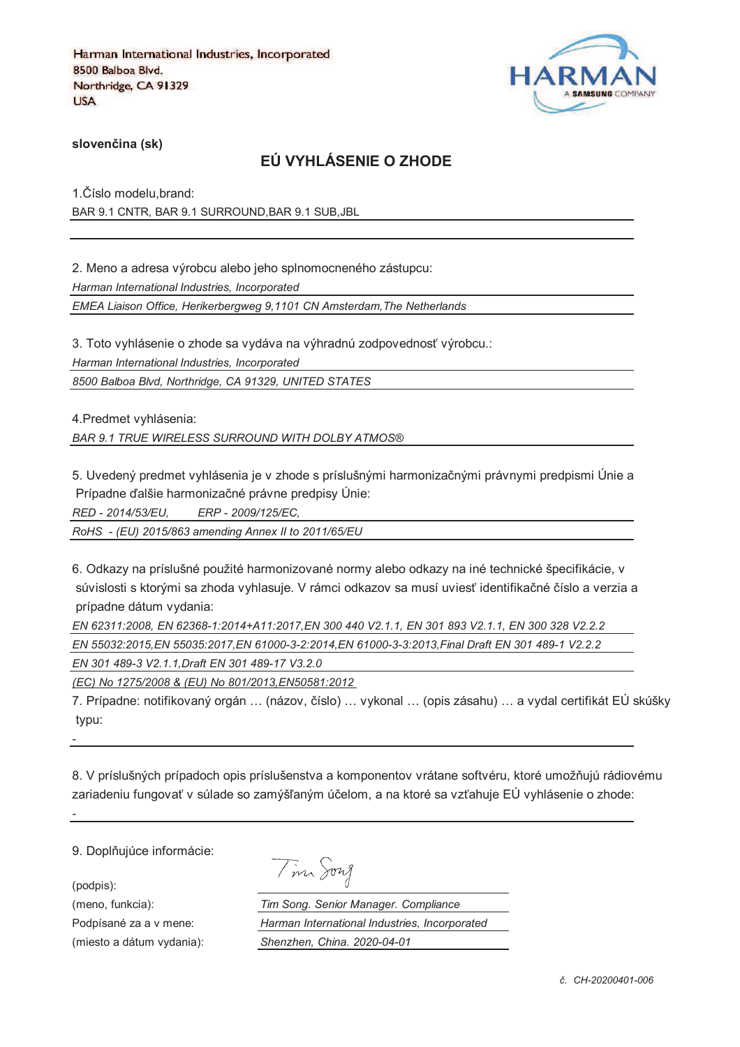Harman International Industries, Incorporated
8500 Balboa Blvd.
Northridge, CA 91329
USA

HARMAN
A SAMSUNG COMPANY

**slovenčina (sk)**

## EÚ VYHLÁSENIE O ZHODE

1.Číslo modelu,brand:

BAR 9.1 CNTR, BAR 9.1 SURROUND,BAR 9.1 SUB,JBL

2. Meno a adresa výrobcu alebo jeho splnomocneného zástupcu:

*Harman International Industries, Incorporated*

*EMEA Liaison Office, Herikerbergweg 9,1101 CN Amsterdam,The Netherlands*

3. Toto vyhlásenie o zhode sa vydáva na výhradnú zodpovednosť výrobcu.:

*Harman International Industries, Incorporated*

*8500 Balboa Blvd, Northridge, CA 91329, UNITED STATES*

4.Predmet vyhlásenia:

*BAR 9.1 TRUE WIRELESS SURROUND WITH DOLBY ATMOS®*

5. Uvedený predmet vyhlásenia je v zhode s príslušnými harmonizačnými právnymi predpismi Únie a Prípadne ďalšie harmonizačné právne predpisy Únie:

*RED - 2014/53/EU,        ERP - 2009/125/EC,*

*RoHS  - (EU) 2015/863 amending Annex II to 2011/65/EU*

6. Odkazy na príslušné použité harmonizované normy alebo odkazy na iné technické špecifikácie, v súvislosti s ktorými sa zhoda vyhlasuje. V rámci odkazov sa musí uviesť identifikačné číslo a verzia a prípadne dátum vydania:

*EN 62311:2008, EN 62368-1:2014+A11:2017,EN 300 440 V2.1.1, EN 301 893 V2.1.1, EN 300 328 V2.2.2*

*EN 55032:2015,EN 55035:2017,EN 61000-3-2:2014,EN 61000-3-3:2013,Final Draft EN 301 489-1 V2.2.2*

*EN 301 489-3 V2.1.1,Draft EN 301 489-17 V3.2.0*

*(EC) No 1275/2008 & (EU) No 801/2013,EN50581:2012*

7. Prípadne: notifikovaný orgán … (názov, číslo) … vykonal … (opis zásahu) … a vydal certifikát EÚ skúšky typu:

-

8. V príslušných prípadoch opis príslušenstva a komponentov vrátane softvéru, ktoré umožňujú rádiovému zariadeniu fungovať v súlade so zamýšľaným účelom, a na ktoré sa vzťahuje EÚ vyhlásenie o zhode:

-

9. Doplňujúce informácie:

(podpis): Tim Song

(meno, funkcia): *Tim Song. Senior Manager. Compliance*

Podpísané za a v mene: *Harman International Industries, Incorporated*

(miesto a dátum vydania): *Shenzhen, China. 2020-04-01*

*č. CH-20200401-006*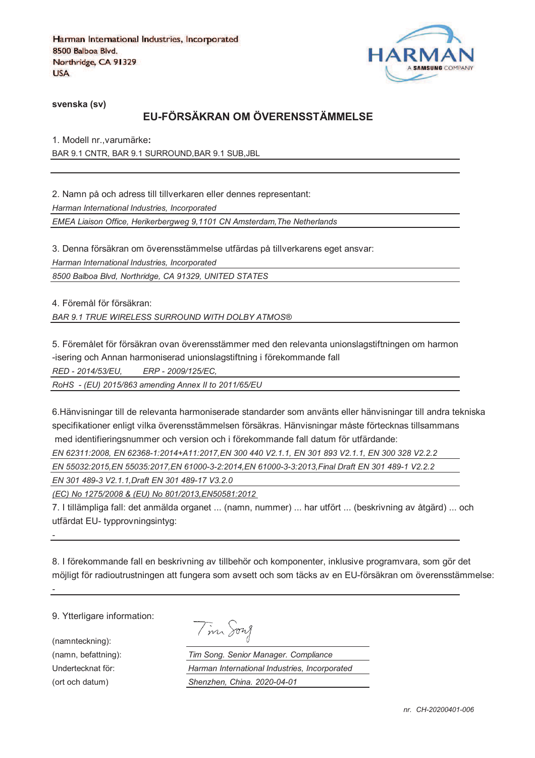Harman International Industries, Incorporated
8500 Balboa Blvd.
Northridge, CA 91329
USA

HARMAN
A SAMSUNG COMPANY

**svenska (sv)**

## EU-FÖRSÄKRAN OM ÖVERENSSTÄMMELSE

1. Modell nr.,varumärke**:**

BAR 9.1 CNTR, BAR 9.1 SURROUND,BAR 9.1 SUB,JBL

2. Namn på och adress till tillverkaren eller dennes representant:

*Harman International Industries, Incorporated*

*EMEA Liaison Office, Herikerbergweg 9,1101 CN Amsterdam,The Netherlands*

3. Denna försäkran om överensstämmelse utfärdas på tillverkarens eget ansvar:

*Harman International Industries, Incorporated*

*8500 Balboa Blvd, Northridge, CA 91329, UNITED STATES*

4. Föremål för försäkran:

*BAR 9.1 TRUE WIRELESS SURROUND WITH DOLBY ATMOS®*

5. Föremålet för försäkran ovan överensstämmer med den relevanta unionslagstiftningen om harmon -isering och Annan harmoniserad unionslagstiftning i förekommande fall

*RED - 2014/53/EU,　　ERP - 2009/125/EC,*

*RoHS - (EU) 2015/863 amending Annex II to 2011/65/EU*

6.Hänvisningar till de relevanta harmoniserade standarder som använts eller hänvisningar till andra tekniska specifikationer enligt vilka överensstämmelsen försäkras. Hänvisningar måste förtecknas tillsammans med identifieringsnummer och version och i förekommande fall datum för utfärdande:

*EN 62311:2008, EN 62368-1:2014+A11:2017,EN 300 440 V2.1.1, EN 301 893 V2.1.1, EN 300 328 V2.2.2*

*EN 55032:2015,EN 55035:2017,EN 61000-3-2:2014,EN 61000-3-3:2013,Final Draft EN 301 489-1 V2.2.2*

*EN 301 489-3 V2.1.1,Draft EN 301 489-17 V3.2.0*

*(EC) No 1275/2008 & (EU) No 801/2013,EN50581:2012*

7. I tillämpliga fall: det anmälda organet ... (namn, nummer) ... har utfört ... (beskrivning av åtgärd) ... och utfärdat EU- typprovningsintyg:

-

8. I förekommande fall en beskrivning av tillbehör och komponenter, inklusive programvara, som gör det möjligt för radioutrustningen att fungera som avsett och som täcks av en EU-försäkran om överensstämmelse:

-

9. Ytterligare information:

| | |
|---|---|
| (namnteckning): | Tim Song |
| (namn, befattning): | *Tim Song. Senior Manager. Compliance* |
| Undertecknat för: | *Harman International Industries, Incorporated* |
| (ort och datum) | *Shenzhen, China. 2020-04-01* |

*nr. CH-20200401-006*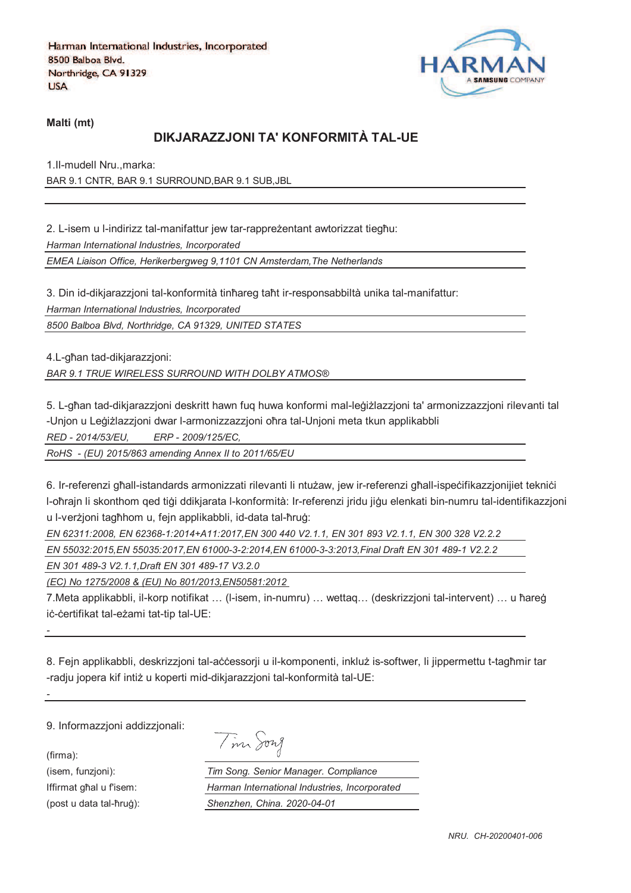Harman International Industries, Incorporated
8500 Balboa Blvd.
Northridge, CA 91329
USA

HARMAN
A SAMSUNG COMPANY

**Malti (mt)**

## DIKJARAZZJONI TA' KONFORMITÀ TAL-UE

1.Il-mudell Nru.,marka:

BAR 9.1 CNTR, BAR 9.1 SURROUND,BAR 9.1 SUB,JBL

2. L-isem u l-indirizz tal-manifattur jew tar-rappreżentant awtorizzat tiegħu:

*Harman International Industries, Incorporated*

*EMEA Liaison Office, Herikerbergweg 9,1101 CN Amsterdam,The Netherlands*

3. Din id-dikjarazzjoni tal-konformità tinħareg taħt ir-responsabbiltà unika tal-manifattur:

*Harman International Industries, Incorporated*

*8500 Balboa Blvd, Northridge, CA 91329, UNITED STATES*

4.L-għan tad-dikjarazzjoni:

*BAR 9.1 TRUE WIRELESS SURROUND WITH DOLBY ATMOS®*

5. L-għan tad-dikjarazzjoni deskritt hawn fuq huwa konformi mal-leġiżlazzjoni ta' armonizzazzjoni rilevanti tal -Unjon u Leġiżlazzjoni dwar l-armonizzazzjoni oħra tal-Unjoni meta tkun applikabbli

*RED - 2014/53/EU, ERP - 2009/125/EC,*

*RoHS - (EU) 2015/863 amending Annex II to 2011/65/EU*

6. Ir-referenzi għall-istandards armonizzati rilevanti li ntużaw, jew ir-referenzi għall-ispeċifikazzjonijiet tekniċi l-oħrajn li skonthom qed tiġi ddikjarata l-konformità: Ir-referenzi jridu jiġu elenkati bin-numru tal-identifikazzjoni u l-verżjoni tagħhom u, fejn applikabbli, id-data tal-ħruġ:

*EN 62311:2008, EN 62368-1:2014+A11:2017,EN 300 440 V2.1.1, EN 301 893 V2.1.1, EN 300 328 V2.2.2*

*EN 55032:2015,EN 55035:2017,EN 61000-3-2:2014,EN 61000-3-3:2013,Final Draft EN 301 489-1 V2.2.2*

*EN 301 489-3 V2.1.1,Draft EN 301 489-17 V3.2.0*

*(EC) No 1275/2008 & (EU) No 801/2013,EN50581:2012*

7.Meta applikabbli, il-korp notifikat … (l-isem, in-numru) … wettaq… (deskrizzjoni tal-intervent) … u ħareġ iċ-ċertifikat tal-eżami tat-tip tal-UE:

-

8. Fejn applikabbli, deskrizzjoni tal-aċċessorji u il-komponenti, inkluż is-softwer, li jippermettu t-tagħmir tar -radju jopera kif intiż u koperti mid-dikjarazzjoni tal-konformità tal-UE:

-

9. Informazzjoni addizzjonali:

(firma): Tim Song

(isem, funzjoni): *Tim Song. Senior Manager. Compliance*

Iffirmat għal u f'isem: *Harman International Industries, Incorporated*

(post u data tal-ħruġ): *Shenzhen, China. 2020-04-01*

*NRU. CH-20200401-006*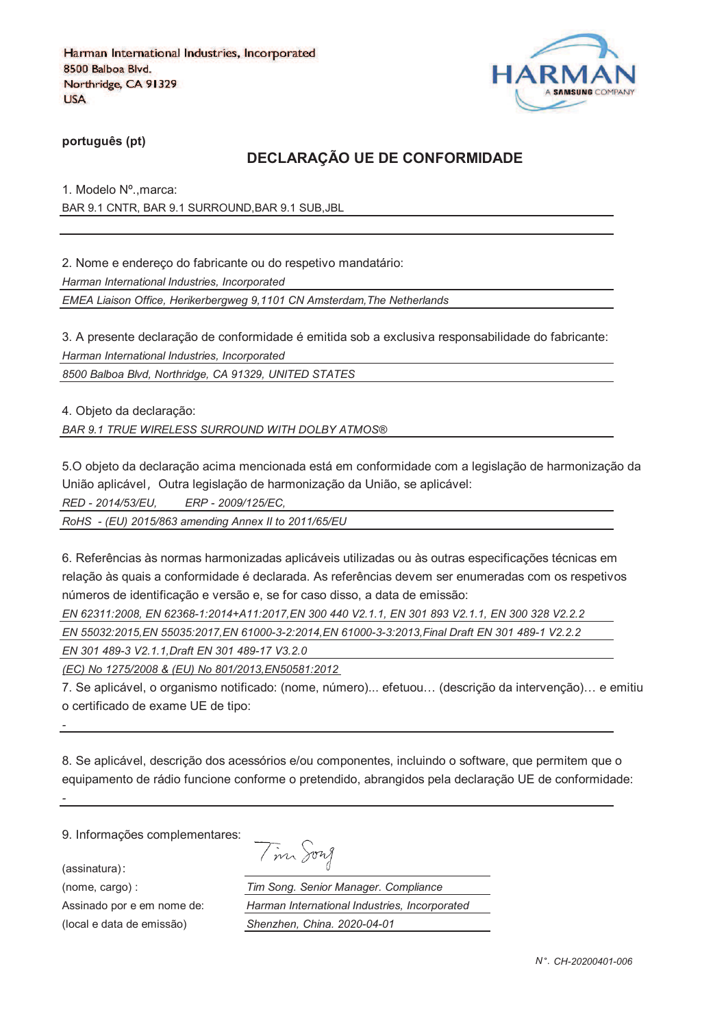Harman International Industries, Incorporated
8500 Balboa Blvd.
Northridge, CA 91329
USA

HARMAN
A SAMSUNG COMPANY

**português (pt)**

## DECLARAÇÃO UE DE CONFORMIDADE

1. Modelo Nº.,marca:

BAR 9.1 CNTR, BAR 9.1 SURROUND,BAR 9.1 SUB,JBL

2. Nome e endereço do fabricante ou do respetivo mandatário:

*Harman International Industries, Incorporated*

*EMEA Liaison Office, Herikerbergweg 9,1101 CN Amsterdam,The Netherlands*

3. A presente declaração de conformidade é emitida sob a exclusiva responsabilidade do fabricante:

*Harman International Industries, Incorporated*

*8500 Balboa Blvd, Northridge, CA 91329, UNITED STATES*

4. Objeto da declaração:

*BAR 9.1 TRUE WIRELESS SURROUND WITH DOLBY ATMOS®*

5.O objeto da declaração acima mencionada está em conformidade com a legislação de harmonização da União aplicável，Outra legislação de harmonização da União, se aplicável:

*RED - 2014/53/EU,        ERP - 2009/125/EC,*

*RoHS  - (EU) 2015/863 amending Annex II to 2011/65/EU*

6. Referências às normas harmonizadas aplicáveis utilizadas ou às outras especificações técnicas em relação às quais a conformidade é declarada. As referências devem ser enumeradas com os respetivos números de identificação e versão e, se for caso disso, a data de emissão:

*EN 62311:2008, EN 62368-1:2014+A11:2017,EN 300 440 V2.1.1, EN 301 893 V2.1.1, EN 300 328 V2.2.2*

*EN 55032:2015,EN 55035:2017,EN 61000-3-2:2014,EN 61000-3-3:2013,Final Draft EN 301 489-1 V2.2.2*

*EN 301 489-3 V2.1.1,Draft EN 301 489-17 V3.2.0*

*(EC) No 1275/2008 & (EU) No 801/2013,EN50581:2012*

7. Se aplicável, o organismo notificado: (nome, número)... efetuou… (descrição da intervenção)… e emitiu o certificado de exame UE de tipo:

-

8. Se aplicável, descrição dos acessórios e/ou componentes, incluindo o software, que permitem que o equipamento de rádio funcione conforme o pretendido, abrangidos pela declaração UE de conformidade:

-

9. Informações complementares:

(assinatura):

(nome, cargo) : *Tim Song. Senior Manager. Compliance*

Assinado por e em nome de: *Harman International Industries, Incorporated*

(local e data de emissão) *Shenzhen, China. 2020-04-01*

*N°. CH-20200401-006*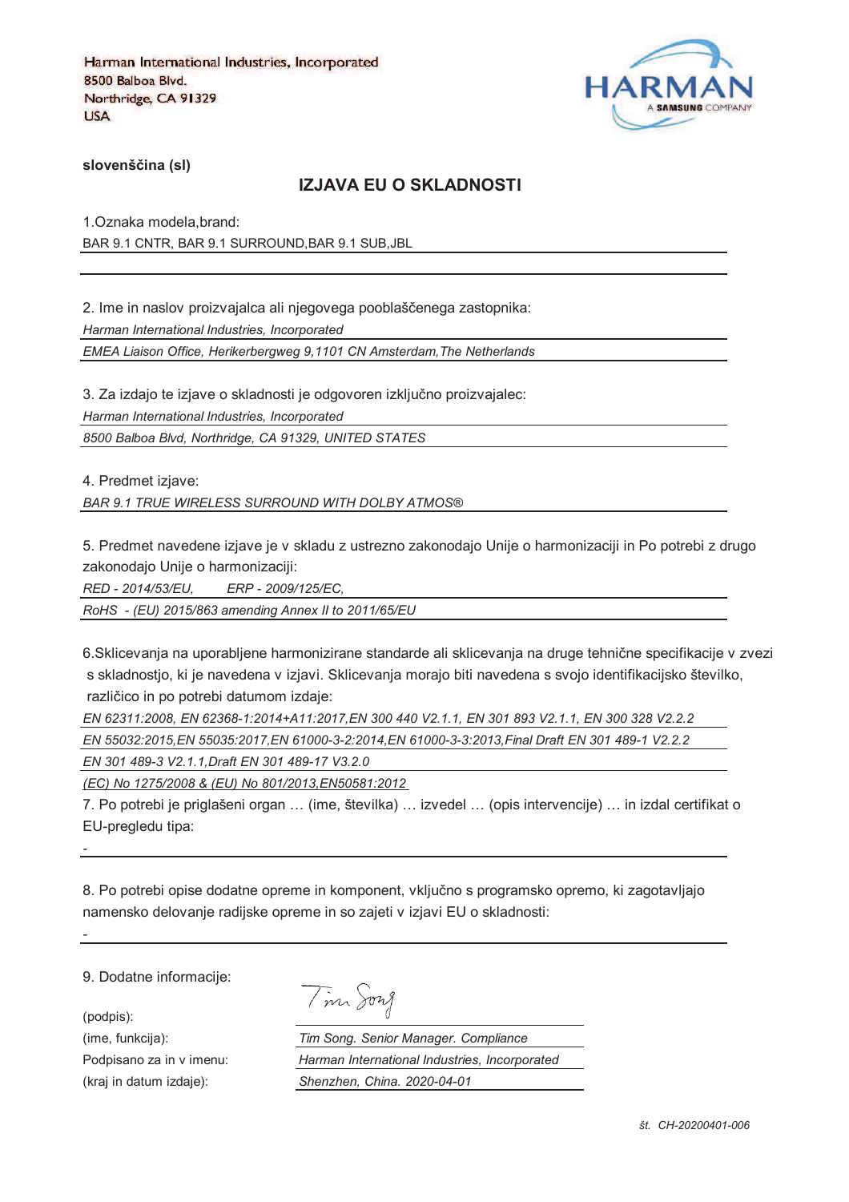Harman International Industries, Incorporated
8500 Balboa Blvd.
Northridge, CA 91329
USA

HARMAN
A SAMSUNG COMPANY

**slovenščina (sl)**

## IZJAVA EU O SKLADNOSTI

1.Oznaka modela,brand:

BAR 9.1 CNTR, BAR 9.1 SURROUND,BAR 9.1 SUB,JBL

2. Ime in naslov proizvajalca ali njegovega pooblaščenega zastopnika:

*Harman International Industries, Incorporated*

*EMEA Liaison Office, Herikerbergweg 9,1101 CN Amsterdam,The Netherlands*

3. Za izdajo te izjave o skladnosti je odgovoren izključno proizvajalec:

*Harman International Industries, Incorporated*

*8500 Balboa Blvd, Northridge, CA 91329, UNITED STATES*

4. Predmet izjave:

*BAR 9.1 TRUE WIRELESS SURROUND WITH DOLBY ATMOS®*

5. Predmet navedene izjave je v skladu z ustrezno zakonodajo Unije o harmonizaciji in Po potrebi z drugo zakonodajo Unije o harmonizaciji:

*RED - 2014/53/EU,        ERP - 2009/125/EC,*

*RoHS  - (EU) 2015/863 amending Annex II to 2011/65/EU*

6.Sklicevanja na uporabljene harmonizirane standarde ali sklicevanja na druge tehnične specifikacije v zvezi s skladnostjo, ki je navedena v izjavi. Sklicevanja morajo biti navedena s svojo identifikacijsko številko, različico in po potrebi datumom izdaje:

*EN 62311:2008, EN 62368-1:2014+A11:2017,EN 300 440 V2.1.1, EN 301 893 V2.1.1, EN 300 328 V2.2.2*

*EN 55032:2015,EN 55035:2017,EN 61000-3-2:2014,EN 61000-3-3:2013,Final Draft EN 301 489-1 V2.2.2*

*EN 301 489-3 V2.1.1,Draft EN 301 489-17 V3.2.0*

*(EC) No 1275/2008 & (EU) No 801/2013,EN50581:2012*

7. Po potrebi je priglašeni organ … (ime, številka) … izvedel … (opis intervencije) … in izdal certifikat o EU-pregledu tipa:

-

8. Po potrebi opise dodatne opreme in komponent, vključno s programsko opremo, ki zagotavljajo namensko delovanje radijske opreme in so zajeti v izjavi EU o skladnosti:

-

9. Dodatne informacije:

(podpis):

(ime, funkcija): *Tim Song. Senior Manager. Compliance*

Podpisano za in v imenu: *Harman International Industries, Incorporated*

(kraj in datum izdaje): *Shenzhen, China. 2020-04-01*

*št. CH-20200401-006*